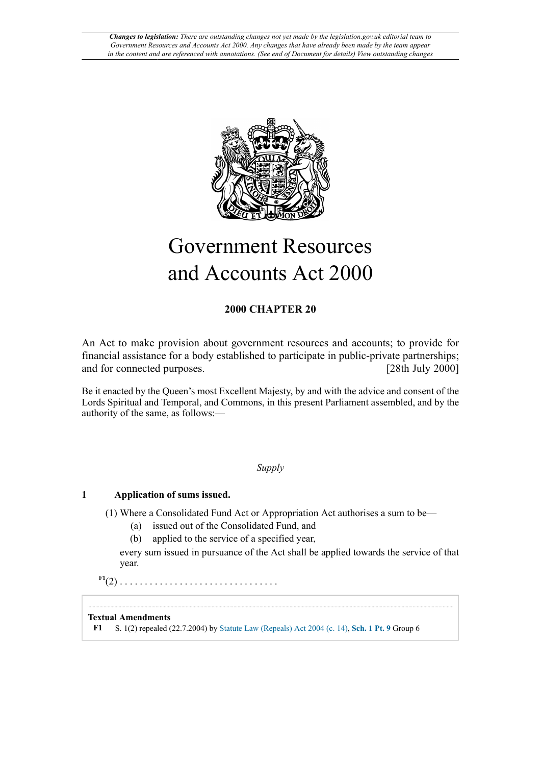*Changes to legislation: There are outstanding changes not yet made by the legislation.gov.uk editorial team to Government Resources and Accounts Act 2000. Any changes that have already been made by the team appear in the content and are referenced with annotations. (See end of Document for details) View outstanding changes*

# Government Resources and Accounts Act 2000

**2000 CHAPTER 20**

An Act to make provision about government resources and accounts; to provide for financial assistance for a body established to participate in public-private partnerships; and for connected purposes. [28th July 2000]

Be it enacted by the Queen's most Excellent Majesty, by and with the advice and consent of the Lords Spiritual and Temporal, and Commons, in this present Parliament assembled, and by the authority of the same, as follows:—

*Supply*

### 1 Application of sums issued.

(1) Where a Consolidated Fund Act or Appropriation Act authorises a sum to be—

(a) issued out of the Consolidated Fund, and

(b) applied to the service of a specified year,

every sum issued in pursuance of the Act shall be applied towards the service of that year.

F1(2) . . . . . . . . . . . . . . . . . . . . . . . . . . . . . . . .

**Textual Amendments**

**F1** S. 1(2) repealed (22.7.2004) by Statute Law (Repeals) Act 2004 (c. 14), **Sch. 1 Pt. 9** Group 6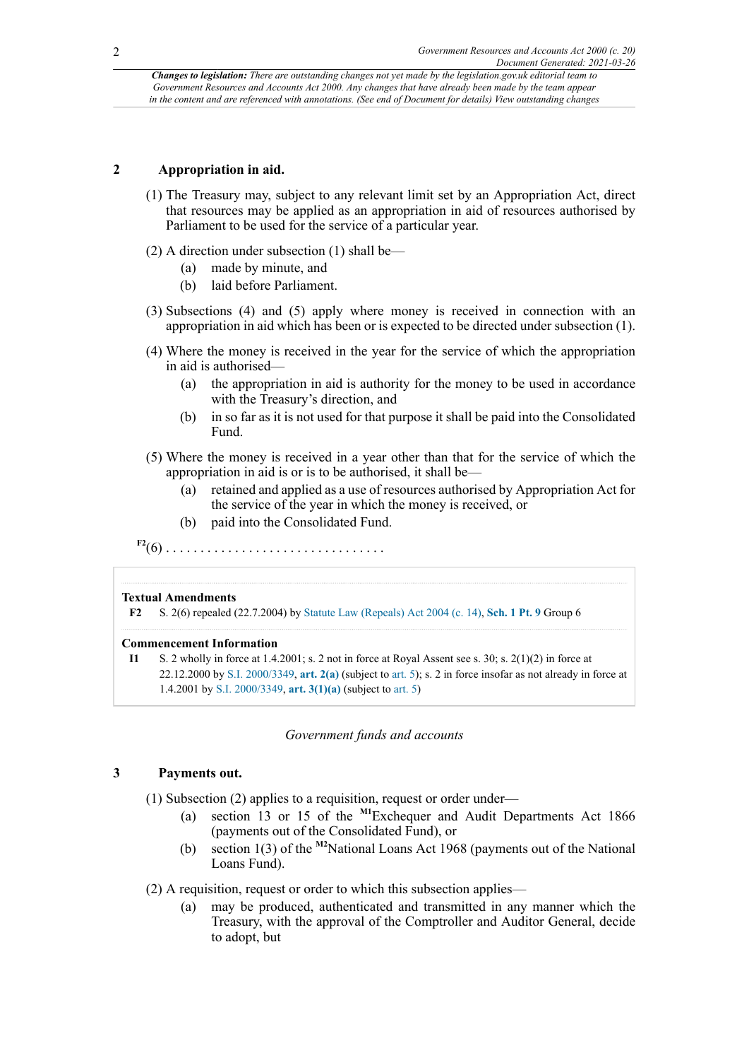*Changes to legislation: There are outstanding changes not yet made by the legislation.gov.uk editorial team to Government Resources and Accounts Act 2000. Any changes that have already been made by the team appear in the content and are referenced with annotations. (See end of Document for details) View outstanding changes*

## 2 Appropriation in aid.

(1) The Treasury may, subject to any relevant limit set by an Appropriation Act, direct that resources may be applied as an appropriation in aid of resources authorised by Parliament to be used for the service of a particular year.

(2) A direction under subsection (1) shall be—

(a) made by minute, and

(b) laid before Parliament.

(3) Subsections (4) and (5) apply where money is received in connection with an appropriation in aid which has been or is expected to be directed under subsection (1).

(4) Where the money is received in the year for the service of which the appropriation in aid is authorised—

(a) the appropriation in aid is authority for the money to be used in accordance with the Treasury's direction, and

(b) in so far as it is not used for that purpose it shall be paid into the Consolidated Fund.

(5) Where the money is received in a year other than that for the service of which the appropriation in aid is or is to be authorised, it shall be—

(a) retained and applied as a use of resources authorised by Appropriation Act for the service of the year in which the money is received, or

(b) paid into the Consolidated Fund.

[F2](6) . . . . . . . . . . . . . . . . . . . . . . . . . . . . . . . .

**Textual Amendments**

**F2** S. 2(6) repealed (22.7.2004) by Statute Law (Repeals) Act 2004 (c. 14), **Sch. 1 Pt. 9** Group 6

**Commencement Information**

**I1** S. 2 wholly in force at 1.4.2001; s. 2 not in force at Royal Assent see s. 30; s. 2(1)(2) in force at 22.12.2000 by S.I. 2000/3349, **art. 2(a)** (subject to art. 5); s. 2 in force insofar as not already in force at 1.4.2001 by S.I. 2000/3349, **art. 3(1)(a)** (subject to art. 5)

*Government funds and accounts*

## 3 Payments out.

(1) Subsection (2) applies to a requisition, request or order under—

(a) section 13 or 15 of the [M1]Exchequer and Audit Departments Act 1866 (payments out of the Consolidated Fund), or

(b) section 1(3) of the [M2]National Loans Act 1968 (payments out of the National Loans Fund).

(2) A requisition, request or order to which this subsection applies—

(a) may be produced, authenticated and transmitted in any manner which the Treasury, with the approval of the Comptroller and Auditor General, decide to adopt, but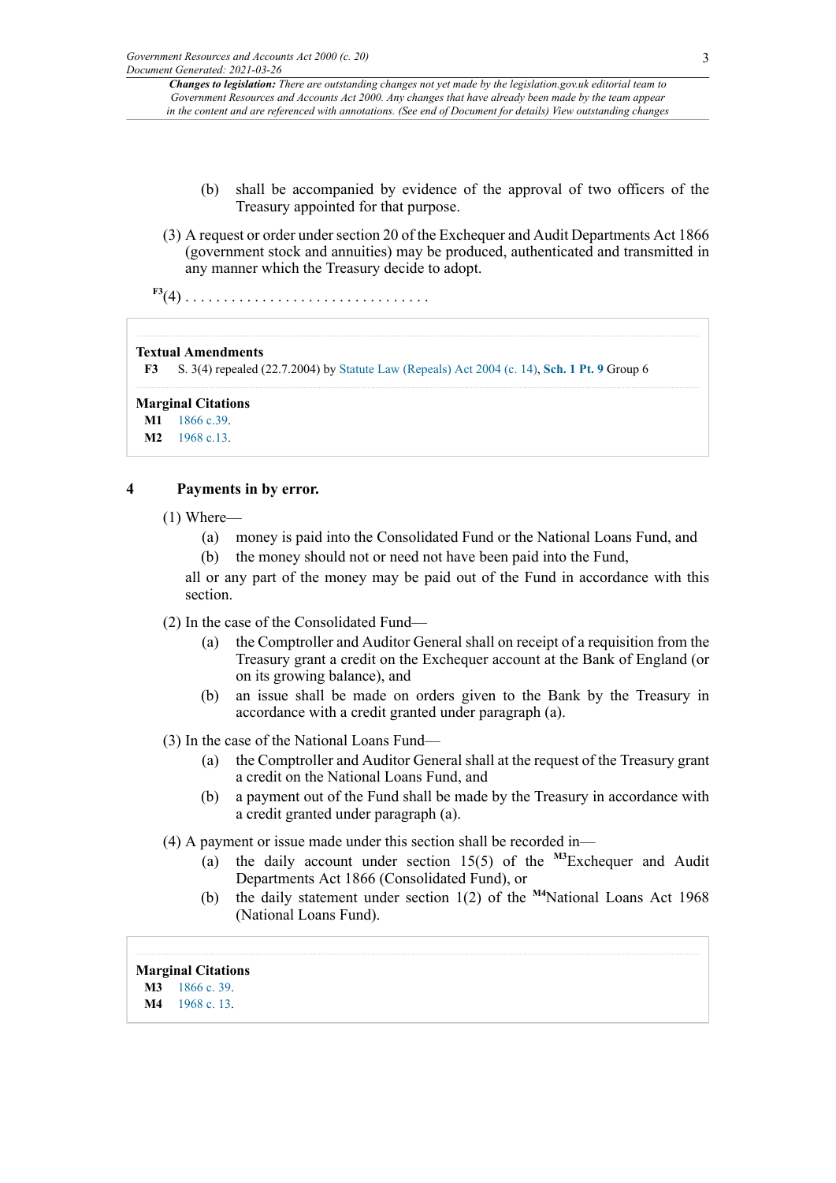(b) shall be accompanied by evidence of the approval of two officers of the Treasury appointed for that purpose.

(3) A request or order under section 20 of the Exchequer and Audit Departments Act 1866 (government stock and annuities) may be produced, authenticated and transmitted in any manner which the Treasury decide to adopt.

[F3](4) . . . . . . . . . . . . . . . . . . . . . . . . . . . . . . .

**Textual Amendments**

**F3** S. 3(4) repealed (22.7.2004) by Statute Law (Repeals) Act 2004 (c. 14), **Sch. 1 Pt. 9** Group 6

**Marginal Citations**

**M1** 1866 c.39.

**M2** 1968 c.13.

## 4 Payments in by error.

(1) Where—

(a) money is paid into the Consolidated Fund or the National Loans Fund, and

(b) the money should not or need not have been paid into the Fund,

all or any part of the money may be paid out of the Fund in accordance with this section.

(2) In the case of the Consolidated Fund—

(a) the Comptroller and Auditor General shall on receipt of a requisition from the Treasury grant a credit on the Exchequer account at the Bank of England (or on its growing balance), and

(b) an issue shall be made on orders given to the Bank by the Treasury in accordance with a credit granted under paragraph (a).

(3) In the case of the National Loans Fund—

(a) the Comptroller and Auditor General shall at the request of the Treasury grant a credit on the National Loans Fund, and

(b) a payment out of the Fund shall be made by the Treasury in accordance with a credit granted under paragraph (a).

(4) A payment or issue made under this section shall be recorded in—

(a) the daily account under section 15(5) of the [M3]Exchequer and Audit Departments Act 1866 (Consolidated Fund), or

(b) the daily statement under section 1(2) of the [M4]National Loans Act 1968 (National Loans Fund).

**Marginal Citations**

**M3** 1866 c. 39.

**M4** 1968 c. 13.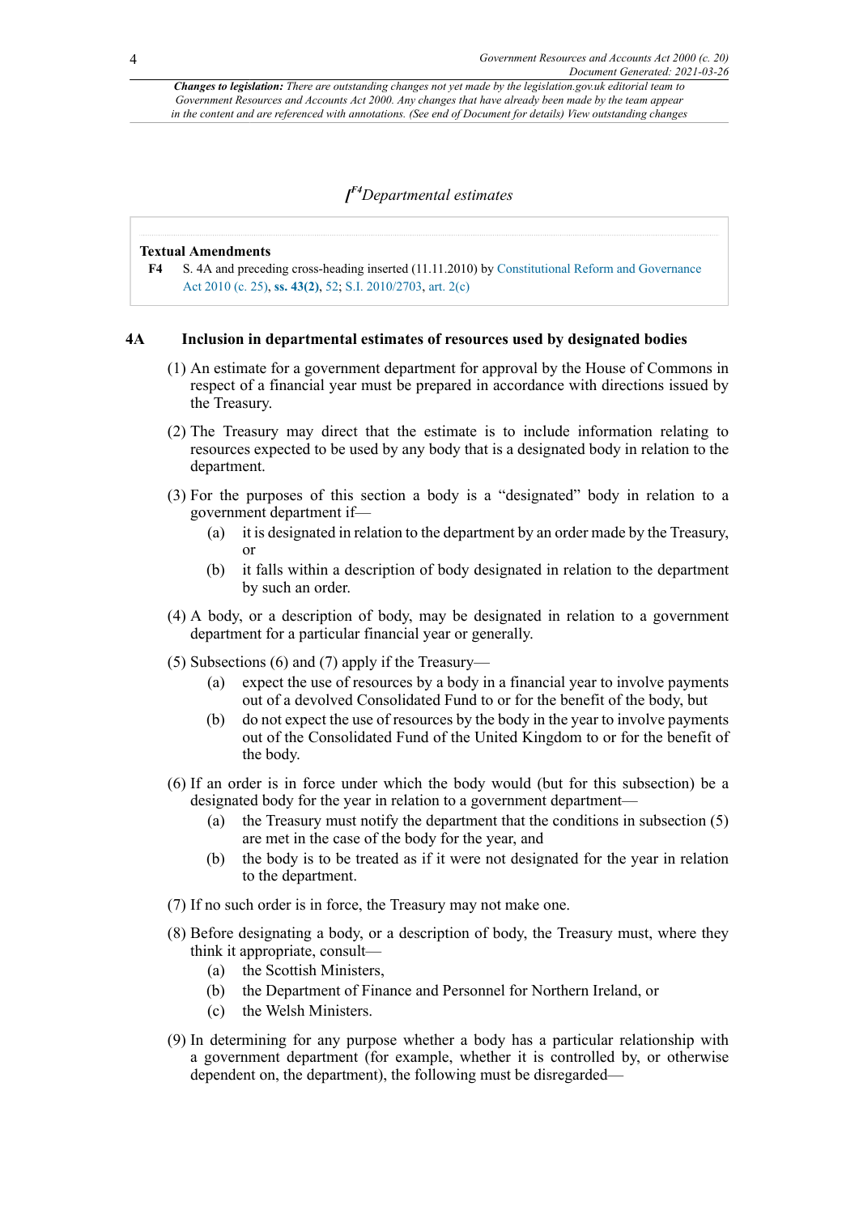*Changes to legislation: There are outstanding changes not yet made by the legislation.gov.uk editorial team to Government Resources and Accounts Act 2000. Any changes that have already been made by the team appear in the content and are referenced with annotations. (See end of Document for details) View outstanding changes*

## [F4*Departmental estimates*

**Textual Amendments**

**F4** S. 4A and preceding cross-heading inserted (11.11.2010) by Constitutional Reform and Governance Act 2010 (c. 25), **ss. 43(2)**, 52; S.I. 2010/2703, art. 2(c)

### 4A Inclusion in departmental estimates of resources used by designated bodies

(1) An estimate for a government department for approval by the House of Commons in respect of a financial year must be prepared in accordance with directions issued by the Treasury.

(2) The Treasury may direct that the estimate is to include information relating to resources expected to be used by any body that is a designated body in relation to the department.

(3) For the purposes of this section a body is a "designated" body in relation to a government department if—

- (a) it is designated in relation to the department by an order made by the Treasury, or
- (b) it falls within a description of body designated in relation to the department by such an order.

(4) A body, or a description of body, may be designated in relation to a government department for a particular financial year or generally.

(5) Subsections (6) and (7) apply if the Treasury—

- (a) expect the use of resources by a body in a financial year to involve payments out of a devolved Consolidated Fund to or for the benefit of the body, but
- (b) do not expect the use of resources by the body in the year to involve payments out of the Consolidated Fund of the United Kingdom to or for the benefit of the body.

(6) If an order is in force under which the body would (but for this subsection) be a designated body for the year in relation to a government department—

- (a) the Treasury must notify the department that the conditions in subsection (5) are met in the case of the body for the year, and
- (b) the body is to be treated as if it were not designated for the year in relation to the department.

(7) If no such order is in force, the Treasury may not make one.

(8) Before designating a body, or a description of body, the Treasury must, where they think it appropriate, consult—

- (a) the Scottish Ministers,
- (b) the Department of Finance and Personnel for Northern Ireland, or
- (c) the Welsh Ministers.

(9) In determining for any purpose whether a body has a particular relationship with a government department (for example, whether it is controlled by, or otherwise dependent on, the department), the following must be disregarded—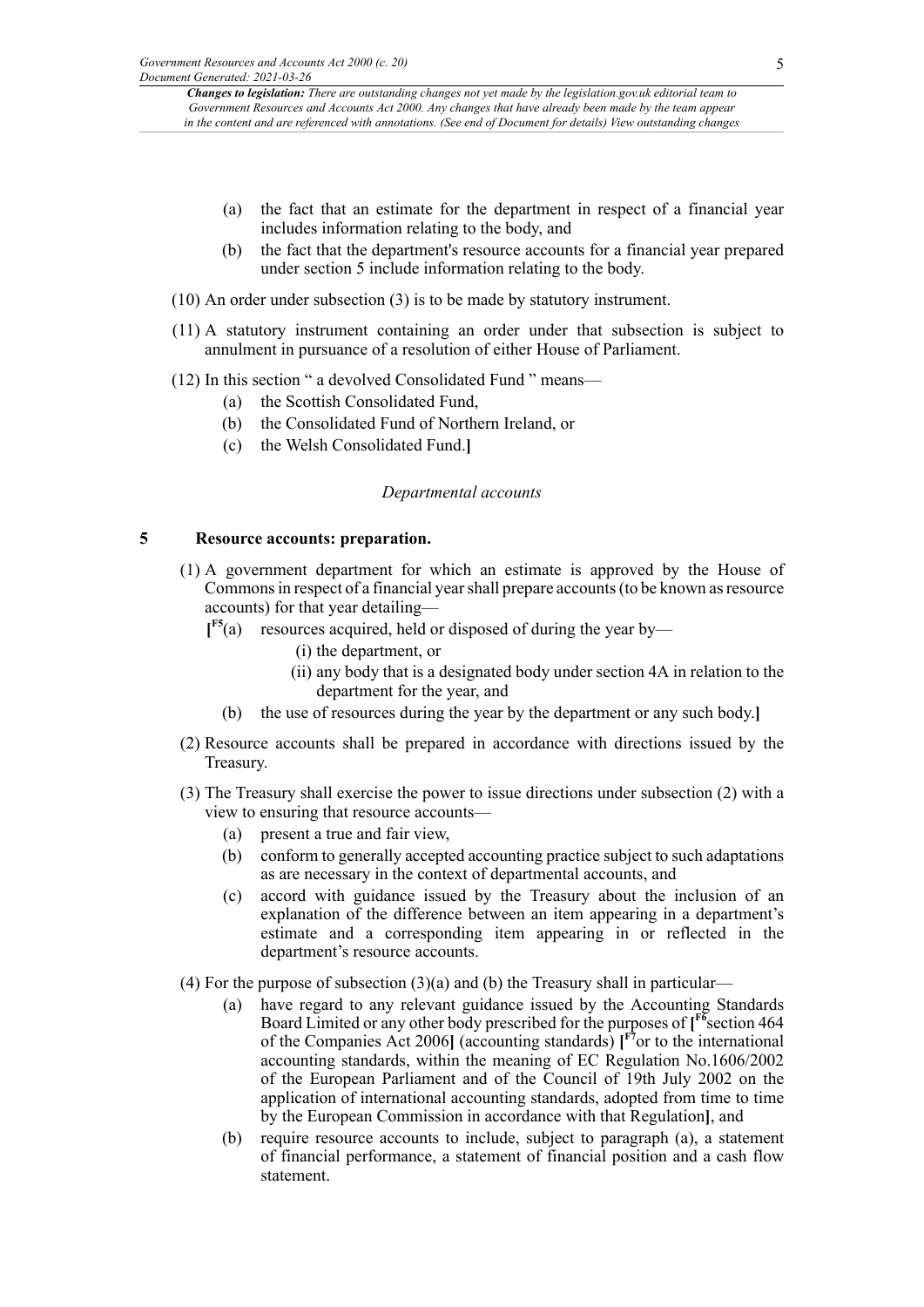(a) the fact that an estimate for the department in respect of a financial year includes information relating to the body, and

(b) the fact that the department's resource accounts for a financial year prepared under section 5 include information relating to the body.

(10) An order under subsection (3) is to be made by statutory instrument.

(11) A statutory instrument containing an order under that subsection is subject to annulment in pursuance of a resolution of either House of Parliament.

(12) In this section " a devolved Consolidated Fund " means—

(a) the Scottish Consolidated Fund,

(b) the Consolidated Fund of Northern Ireland, or

(c) the Welsh Consolidated Fund.]

*Departmental accounts*

## 5 Resource accounts: preparation.

(1) A government department for which an estimate is approved by the House of Commons in respect of a financial year shall prepare accounts (to be known as resource accounts) for that year detailing—

[F5(a) resources acquired, held or disposed of during the year by—

(i) the department, or

(ii) any body that is a designated body under section 4A in relation to the department for the year, and

(b) the use of resources during the year by the department or any such body.]

(2) Resource accounts shall be prepared in accordance with directions issued by the Treasury.

(3) The Treasury shall exercise the power to issue directions under subsection (2) with a view to ensuring that resource accounts—

(a) present a true and fair view,

(b) conform to generally accepted accounting practice subject to such adaptations as are necessary in the context of departmental accounts, and

(c) accord with guidance issued by the Treasury about the inclusion of an explanation of the difference between an item appearing in a department's estimate and a corresponding item appearing in or reflected in the department's resource accounts.

(4) For the purpose of subsection (3)(a) and (b) the Treasury shall in particular—

(a) have regard to any relevant guidance issued by the Accounting Standards Board Limited or any other body prescribed for the purposes of [F6section 464 of the Companies Act 2006] (accounting standards) [F7or to the international accounting standards, within the meaning of EC Regulation No.1606/2002 of the European Parliament and of the Council of 19th July 2002 on the application of international accounting standards, adopted from time to time by the European Commission in accordance with that Regulation], and

(b) require resource accounts to include, subject to paragraph (a), a statement of financial performance, a statement of financial position and a cash flow statement.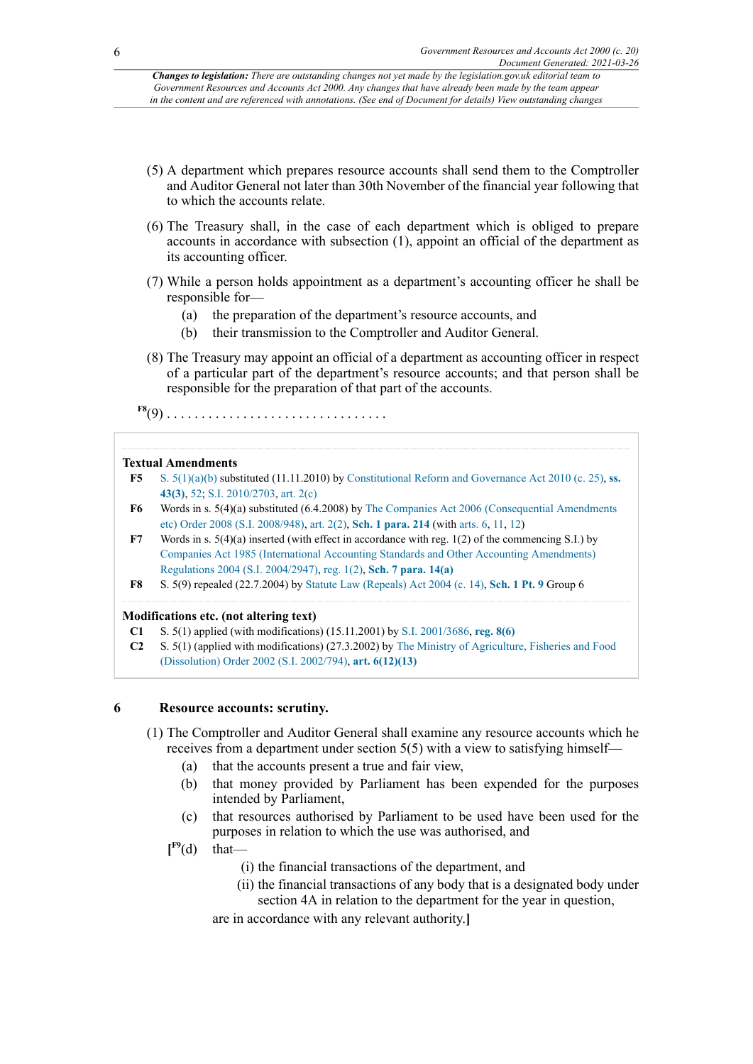(5) A department which prepares resource accounts shall send them to the Comptroller and Auditor General not later than 30th November of the financial year following that to which the accounts relate.

(6) The Treasury shall, in the case of each department which is obliged to prepare accounts in accordance with subsection (1), appoint an official of the department as its accounting officer.

(7) While a person holds appointment as a department's accounting officer he shall be responsible for—

(a) the preparation of the department's resource accounts, and

(b) their transmission to the Comptroller and Auditor General.

(8) The Treasury may appoint an official of a department as accounting officer in respect of a particular part of the department's resource accounts; and that person shall be responsible for the preparation of that part of the accounts.

F8(9) . . . . . . . . . . . . . . . . . . . . . . . . . . . . . . .

**Textual Amendments**

**F5** S. 5(1)(a)(b) substituted (11.11.2010) by Constitutional Reform and Governance Act 2010 (c. 25), **ss. 43(3)**, 52; S.I. 2010/2703, art. 2(c)

**F6** Words in s. 5(4)(a) substituted (6.4.2008) by The Companies Act 2006 (Consequential Amendments etc) Order 2008 (S.I. 2008/948), art. 2(2), **Sch. 1 para. 214** (with arts. 6, 11, 12)

**F7** Words in s. 5(4)(a) inserted (with effect in accordance with reg. 1(2) of the commencing S.I.) by Companies Act 1985 (International Accounting Standards and Other Accounting Amendments) Regulations 2004 (S.I. 2004/2947), reg. 1(2), **Sch. 7 para. 14(a)**

**F8** S. 5(9) repealed (22.7.2004) by Statute Law (Repeals) Act 2004 (c. 14), **Sch. 1 Pt. 9** Group 6

**Modifications etc. (not altering text)**

**C1** S. 5(1) applied (with modifications) (15.11.2001) by S.I. 2001/3686, **reg. 8(6)**

**C2** S. 5(1) (applied with modifications) (27.3.2002) by The Ministry of Agriculture, Fisheries and Food (Dissolution) Order 2002 (S.I. 2002/794), **art. 6(12)(13)**

## 6 Resource accounts: scrutiny.

(1) The Comptroller and Auditor General shall examine any resource accounts which he receives from a department under section 5(5) with a view to satisfying himself—

(a) that the accounts present a true and fair view,

(b) that money provided by Parliament has been expended for the purposes intended by Parliament,

(c) that resources authorised by Parliament to be used have been used for the purposes in relation to which the use was authorised, and

[F9(d) that—

(i) the financial transactions of the department, and

(ii) the financial transactions of any body that is a designated body under section 4A in relation to the department for the year in question,

are in accordance with any relevant authority.]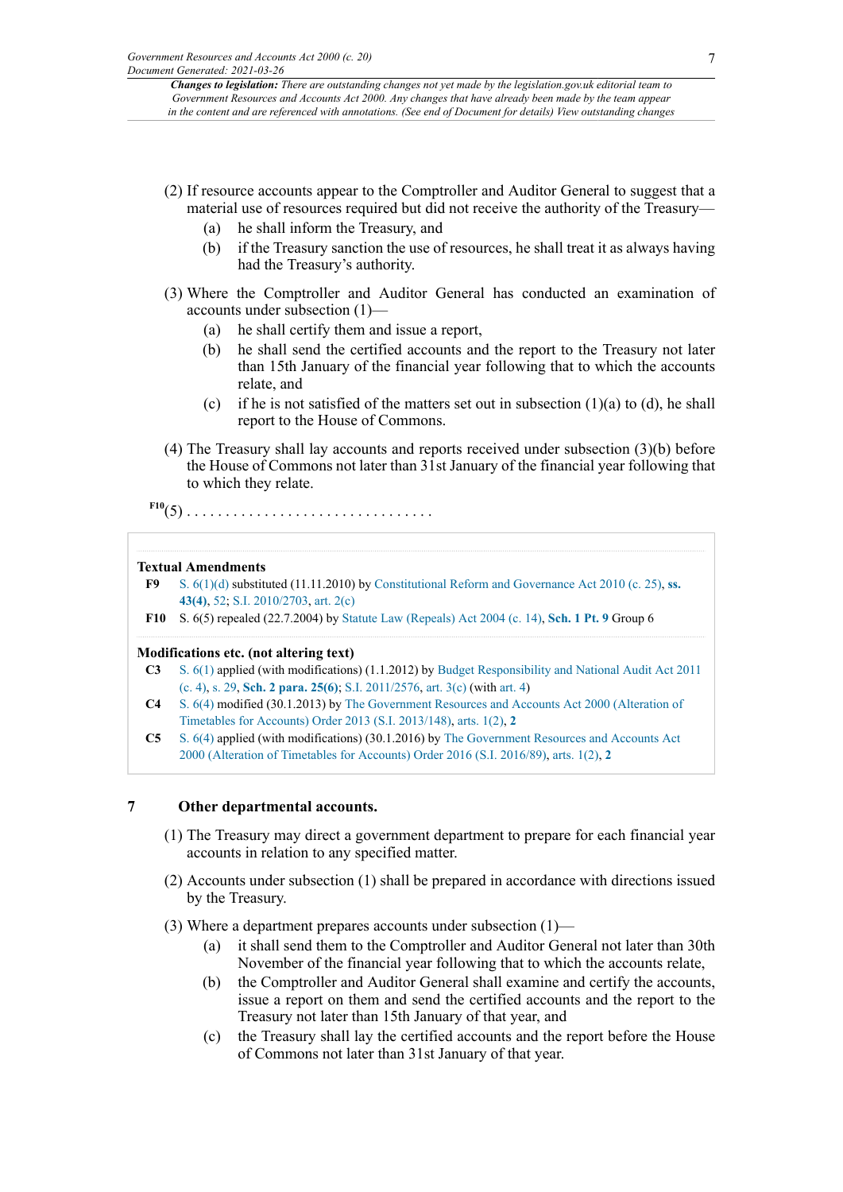(2) If resource accounts appear to the Comptroller and Auditor General to suggest that a material use of resources required but did not receive the authority of the Treasury—

(a) he shall inform the Treasury, and

(b) if the Treasury sanction the use of resources, he shall treat it as always having had the Treasury's authority.

(3) Where the Comptroller and Auditor General has conducted an examination of accounts under subsection (1)—

(a) he shall certify them and issue a report,

(b) he shall send the certified accounts and the report to the Treasury not later than 15th January of the financial year following that to which the accounts relate, and

(c) if he is not satisfied of the matters set out in subsection (1)(a) to (d), he shall report to the House of Commons.

(4) The Treasury shall lay accounts and reports received under subsection (3)(b) before the House of Commons not later than 31st January of the financial year following that to which they relate.

F10(5) . . . . . . . . . . . . . . . . . . . . . . . . . . . . . . .

**Textual Amendments**

**F9** S. 6(1)(d) substituted (11.11.2010) by Constitutional Reform and Governance Act 2010 (c. 25), **ss. 43(4)**, 52; S.I. 2010/2703, art. 2(c)

**F10** S. 6(5) repealed (22.7.2004) by Statute Law (Repeals) Act 2004 (c. 14), **Sch. 1 Pt. 9** Group 6

**Modifications etc. (not altering text)**

**C3** S. 6(1) applied (with modifications) (1.1.2012) by Budget Responsibility and National Audit Act 2011 (c. 4), s. 29, **Sch. 2 para. 25(6)**; S.I. 2011/2576, art. 3(c) (with art. 4)

**C4** S. 6(4) modified (30.1.2013) by The Government Resources and Accounts Act 2000 (Alteration of Timetables for Accounts) Order 2013 (S.I. 2013/148), arts. 1(2), **2**

**C5** S. 6(4) applied (with modifications) (30.1.2016) by The Government Resources and Accounts Act 2000 (Alteration of Timetables for Accounts) Order 2016 (S.I. 2016/89), arts. 1(2), **2**

## 7 Other departmental accounts.

(1) The Treasury may direct a government department to prepare for each financial year accounts in relation to any specified matter.

(2) Accounts under subsection (1) shall be prepared in accordance with directions issued by the Treasury.

(3) Where a department prepares accounts under subsection (1)—

(a) it shall send them to the Comptroller and Auditor General not later than 30th November of the financial year following that to which the accounts relate,

(b) the Comptroller and Auditor General shall examine and certify the accounts, issue a report on them and send the certified accounts and the report to the Treasury not later than 15th January of that year, and

(c) the Treasury shall lay the certified accounts and the report before the House of Commons not later than 31st January of that year.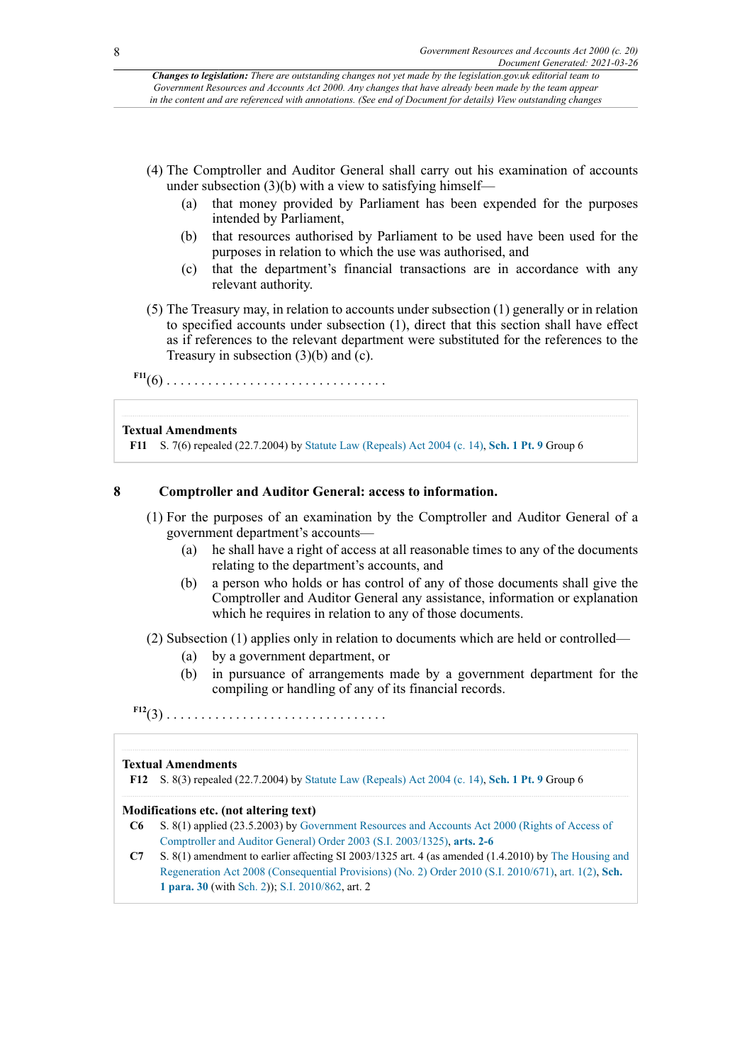(4) The Comptroller and Auditor General shall carry out his examination of accounts under subsection (3)(b) with a view to satisfying himself—

- (a) that money provided by Parliament has been expended for the purposes intended by Parliament,
- (b) that resources authorised by Parliament to be used have been used for the purposes in relation to which the use was authorised, and
- (c) that the department's financial transactions are in accordance with any relevant authority.

(5) The Treasury may, in relation to accounts under subsection (1) generally or in relation to specified accounts under subsection (1), direct that this section shall have effect as if references to the relevant department were substituted for the references to the Treasury in subsection (3)(b) and (c).

F11(6) . . . . . . . . . . . . . . . . . . . . . . . . . . . . . . . .

**Textual Amendments**

**F11** S. 7(6) repealed (22.7.2004) by Statute Law (Repeals) Act 2004 (c. 14), **Sch. 1 Pt. 9** Group 6

## 8 Comptroller and Auditor General: access to information.

(1) For the purposes of an examination by the Comptroller and Auditor General of a government department's accounts—

- (a) he shall have a right of access at all reasonable times to any of the documents relating to the department's accounts, and
- (b) a person who holds or has control of any of those documents shall give the Comptroller and Auditor General any assistance, information or explanation which he requires in relation to any of those documents.

(2) Subsection (1) applies only in relation to documents which are held or controlled—

- (a) by a government department, or
- (b) in pursuance of arrangements made by a government department for the compiling or handling of any of its financial records.

F12(3) . . . . . . . . . . . . . . . . . . . . . . . . . . . . . . . .

**Textual Amendments**

**F12** S. 8(3) repealed (22.7.2004) by Statute Law (Repeals) Act 2004 (c. 14), **Sch. 1 Pt. 9** Group 6

**Modifications etc. (not altering text)**

**C6** S. 8(1) applied (23.5.2003) by Government Resources and Accounts Act 2000 (Rights of Access of Comptroller and Auditor General) Order 2003 (S.I. 2003/1325), **arts. 2-6**

**C7** S. 8(1) amendment to earlier affecting SI 2003/1325 art. 4 (as amended (1.4.2010) by The Housing and Regeneration Act 2008 (Consequential Provisions) (No. 2) Order 2010 (S.I. 2010/671), art. 1(2), **Sch. 1 para. 30** (with Sch. 2)); S.I. 2010/862, art. 2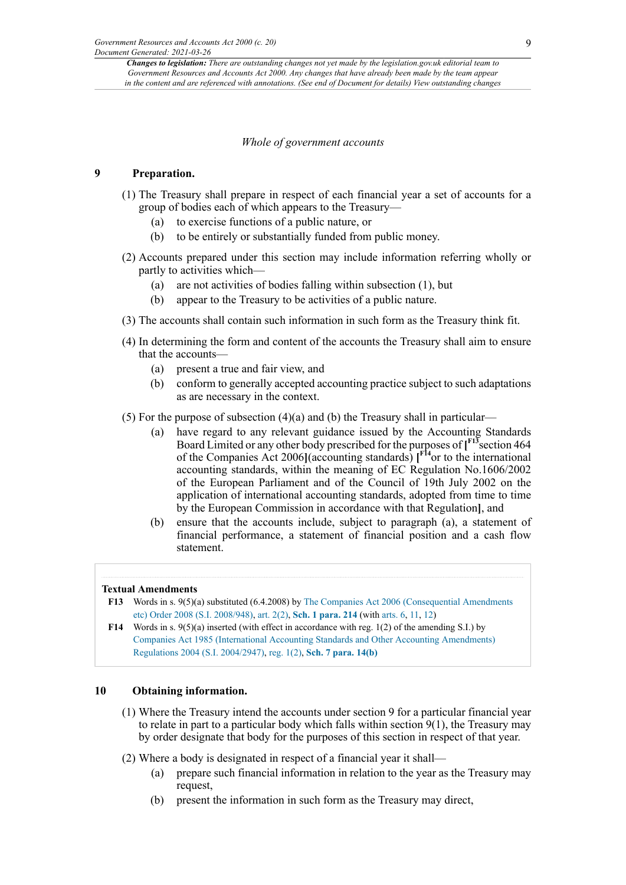*Whole of government accounts*

## 9 Preparation.

(1) The Treasury shall prepare in respect of each financial year a set of accounts for a group of bodies each of which appears to the Treasury—

- (a) to exercise functions of a public nature, or
- (b) to be entirely or substantially funded from public money.

(2) Accounts prepared under this section may include information referring wholly or partly to activities which—

- (a) are not activities of bodies falling within subsection (1), but
- (b) appear to the Treasury to be activities of a public nature.

(3) The accounts shall contain such information in such form as the Treasury think fit.

(4) In determining the form and content of the accounts the Treasury shall aim to ensure that the accounts—

- (a) present a true and fair view, and
- (b) conform to generally accepted accounting practice subject to such adaptations as are necessary in the context.

(5) For the purpose of subsection (4)(a) and (b) the Treasury shall in particular—

- (a) have regard to any relevant guidance issued by the Accounting Standards Board Limited or any other body prescribed for the purposes of [F13 section 464 of the Companies Act 2006](accounting standards) [F14 or to the international accounting standards, within the meaning of EC Regulation No.1606/2002 of the European Parliament and of the Council of 19th July 2002 on the application of international accounting standards, adopted from time to time by the European Commission in accordance with that Regulation], and
- (b) ensure that the accounts include, subject to paragraph (a), a statement of financial performance, a statement of financial position and a cash flow statement.

**Textual Amendments**

**F13** Words in s. 9(5)(a) substituted (6.4.2008) by The Companies Act 2006 (Consequential Amendments etc) Order 2008 (S.I. 2008/948), art. 2(2), **Sch. 1 para. 214** (with arts. 6, 11, 12)

**F14** Words in s. 9(5)(a) inserted (with effect in accordance with reg. 1(2) of the amending S.I.) by Companies Act 1985 (International Accounting Standards and Other Accounting Amendments) Regulations 2004 (S.I. 2004/2947), reg. 1(2), **Sch. 7 para. 14(b)**

## 10 Obtaining information.

(1) Where the Treasury intend the accounts under section 9 for a particular financial year to relate in part to a particular body which falls within section 9(1), the Treasury may by order designate that body for the purposes of this section in respect of that year.

(2) Where a body is designated in respect of a financial year it shall—

- (a) prepare such financial information in relation to the year as the Treasury may request,
- (b) present the information in such form as the Treasury may direct,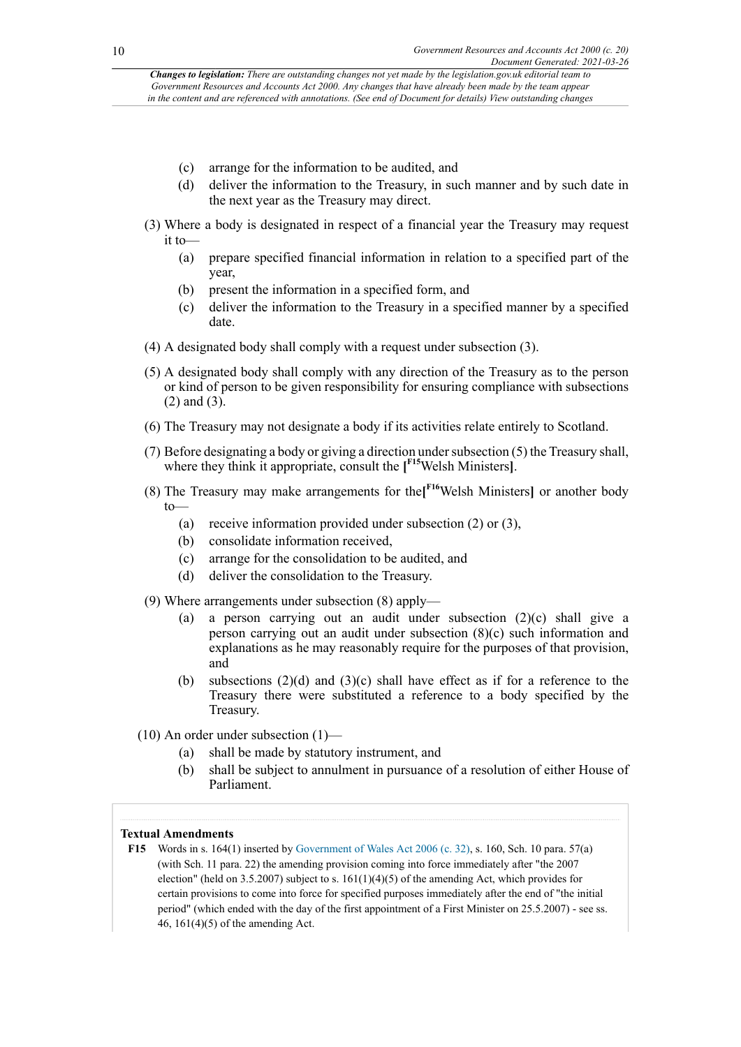(c) arrange for the information to be audited, and

(d) deliver the information to the Treasury, in such manner and by such date in the next year as the Treasury may direct.

(3) Where a body is designated in respect of a financial year the Treasury may request it to—

(a) prepare specified financial information in relation to a specified part of the year,

(b) present the information in a specified form, and

(c) deliver the information to the Treasury in a specified manner by a specified date.

(4) A designated body shall comply with a request under subsection (3).

(5) A designated body shall comply with any direction of the Treasury as to the person or kind of person to be given responsibility for ensuring compliance with subsections (2) and (3).

(6) The Treasury may not designate a body if its activities relate entirely to Scotland.

(7) Before designating a body or giving a direction under subsection (5) the Treasury shall, where they think it appropriate, consult the [F15 Welsh Ministers].

(8) The Treasury may make arrangements for the [F16 Welsh Ministers] or another body to—

(a) receive information provided under subsection (2) or (3),

(b) consolidate information received,

(c) arrange for the consolidation to be audited, and

(d) deliver the consolidation to the Treasury.

(9) Where arrangements under subsection (8) apply—

(a) a person carrying out an audit under subsection (2)(c) shall give a person carrying out an audit under subsection (8)(c) such information and explanations as he may reasonably require for the purposes of that provision, and

(b) subsections (2)(d) and (3)(c) shall have effect as if for a reference to the Treasury there were substituted a reference to a body specified by the Treasury.

(10) An order under subsection (1)—

(a) shall be made by statutory instrument, and

(b) shall be subject to annulment in pursuance of a resolution of either House of Parliament.

**Textual Amendments**

**F15** Words in s. 164(1) inserted by Government of Wales Act 2006 (c. 32), s. 160, Sch. 10 para. 57(a) (with Sch. 11 para. 22) the amending provision coming into force immediately after "the 2007 election" (held on 3.5.2007) subject to s. 161(1)(4)(5) of the amending Act, which provides for certain provisions to come into force for specified purposes immediately after the end of "the initial period" (which ended with the day of the first appointment of a First Minister on 25.5.2007) - see ss. 46, 161(4)(5) of the amending Act.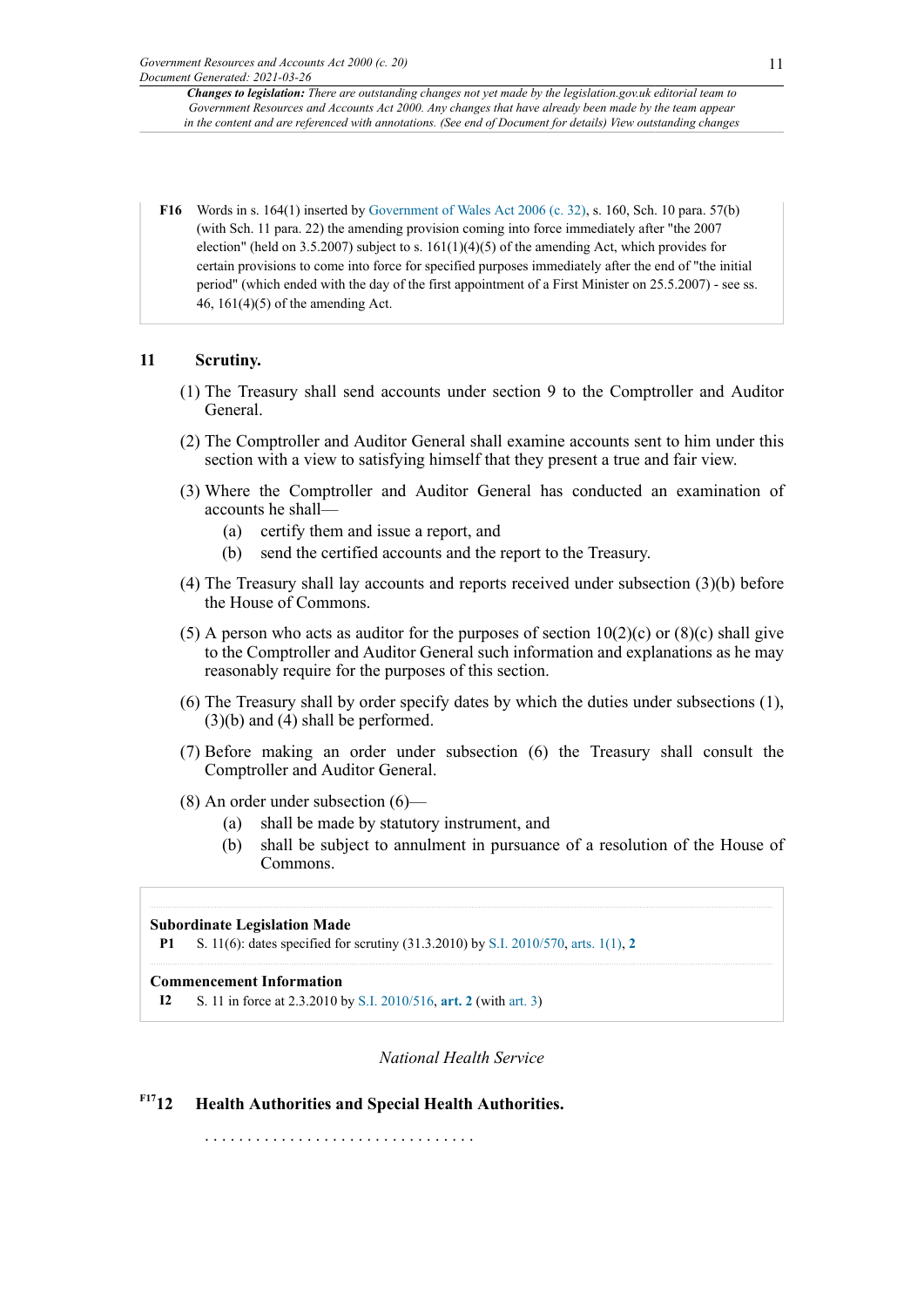**F16** Words in s. 164(1) inserted by Government of Wales Act 2006 (c. 32), s. 160, Sch. 10 para. 57(b) (with Sch. 11 para. 22) the amending provision coming into force immediately after "the 2007 election" (held on 3.5.2007) subject to s. 161(1)(4)(5) of the amending Act, which provides for certain provisions to come into force for specified purposes immediately after the end of "the initial period" (which ended with the day of the first appointment of a First Minister on 25.5.2007) - see ss. 46, 161(4)(5) of the amending Act.

## 11 Scrutiny.

(1) The Treasury shall send accounts under section 9 to the Comptroller and Auditor General.

(2) The Comptroller and Auditor General shall examine accounts sent to him under this section with a view to satisfying himself that they present a true and fair view.

(3) Where the Comptroller and Auditor General has conducted an examination of accounts he shall—

- (a) certify them and issue a report, and
- (b) send the certified accounts and the report to the Treasury.

(4) The Treasury shall lay accounts and reports received under subsection (3)(b) before the House of Commons.

(5) A person who acts as auditor for the purposes of section 10(2)(c) or (8)(c) shall give to the Comptroller and Auditor General such information and explanations as he may reasonably require for the purposes of this section.

(6) The Treasury shall by order specify dates by which the duties under subsections (1), (3)(b) and (4) shall be performed.

(7) Before making an order under subsection (6) the Treasury shall consult the Comptroller and Auditor General.

(8) An order under subsection (6)—

- (a) shall be made by statutory instrument, and
- (b) shall be subject to annulment in pursuance of a resolution of the House of Commons.

**Subordinate Legislation Made**

**P1** S. 11(6): dates specified for scrutiny (31.3.2010) by S.I. 2010/570, arts. 1(1), **2**

**Commencement Information**

**I2** S. 11 in force at 2.3.2010 by S.I. 2010/516, **art. 2** (with art. 3)

*National Health Service*

## F17 12 Health Authorities and Special Health Authorities.

. . . . . . . . . . . . . . . . . . . . . . . . . . . . . . .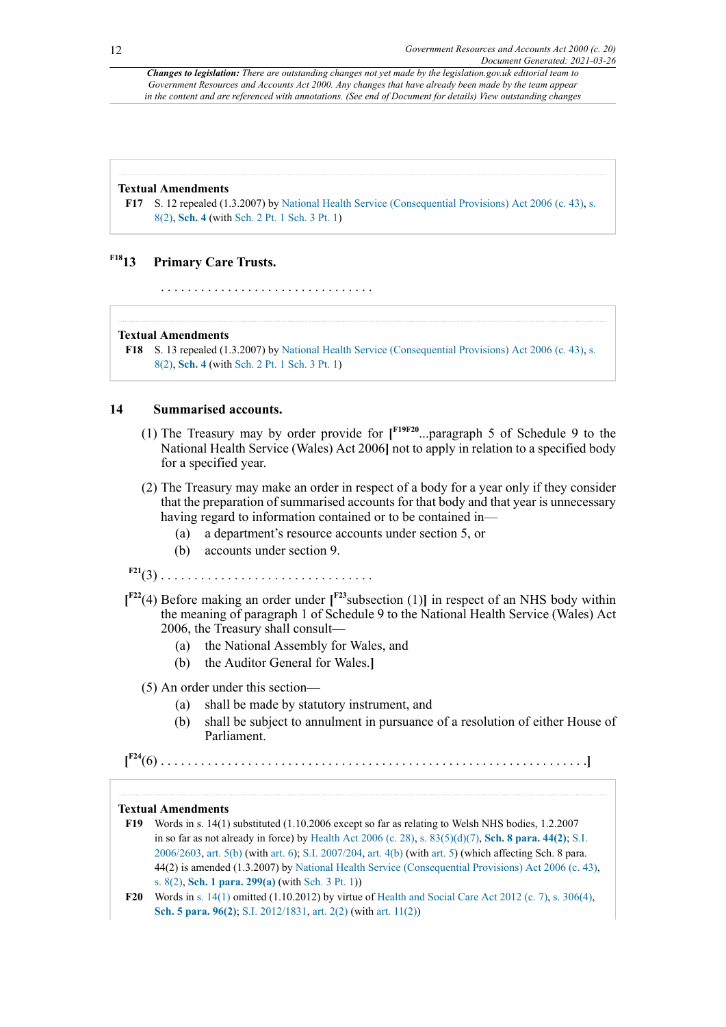**Changes to legislation:** *There are outstanding changes not yet made by the legislation.gov.uk editorial team to Government Resources and Accounts Act 2000. Any changes that have already been made by the team appear in the content and are referenced with annotations. (See end of Document for details) View outstanding changes*

**Textual Amendments**

**F17** S. 12 repealed (1.3.2007) by National Health Service (Consequential Provisions) Act 2006 (c. 43), s. 8(2), **Sch. 4** (with Sch. 2 Pt. 1 Sch. 3 Pt. 1)

## [F18]13 Primary Care Trusts.

. . . . . . . . . . . . . . . . . . . . . . . . . . . . . . .

**Textual Amendments**

**F18** S. 13 repealed (1.3.2007) by National Health Service (Consequential Provisions) Act 2006 (c. 43), s. 8(2), **Sch. 4** (with Sch. 2 Pt. 1 Sch. 3 Pt. 1)

## 14 Summarised accounts.

(1) The Treasury may by order provide for **[**[F19F20]...paragraph 5 of Schedule 9 to the National Health Service (Wales) Act 2006**]** not to apply in relation to a specified body for a specified year.

(2) The Treasury may make an order in respect of a body for a year only if they consider that the preparation of summarised accounts for that body and that year is unnecessary having regard to information contained or to be contained in—

(a) a department's resource accounts under section 5, or

(b) accounts under section 9.

[F21](3) . . . . . . . . . . . . . . . . . . . . . . . . . . . . . . .

**[**[F22](4) Before making an order under **[**[F23]subsection (1)**]** in respect of an NHS body within the meaning of paragraph 1 of Schedule 9 to the National Health Service (Wales) Act 2006, the Treasury shall consult—

(a) the National Assembly for Wales, and

(b) the Auditor General for Wales.**]**

(5) An order under this section—

(a) shall be made by statutory instrument, and

(b) shall be subject to annulment in pursuance of a resolution of either House of Parliament.

**[**[F24](6) . . . . . . . . . . . . . . . . . . . . . . . . . . . . . . . . . . . . . . . . . . . . . . . . . . . . . . . . . . . . . .**]**

**Textual Amendments**

**F19** Words in s. 14(1) substituted (1.10.2006 except so far as relating to Welsh NHS bodies, 1.2.2007 in so far as not already in force) by Health Act 2006 (c. 28), s. 83(5)(d)(7), **Sch. 8 para. 44(2)**; S.I. 2006/2603, art. 5(b) (with art. 6); S.I. 2007/204, art. 4(b) (with art. 5) (which affecting Sch. 8 para. 44(2) is amended (1.3.2007) by National Health Service (Consequential Provisions) Act 2006 (c. 43), s. 8(2), **Sch. 1 para. 299(a)** (with Sch. 3 Pt. 1))

**F20** Words in s. 14(1) omitted (1.10.2012) by virtue of Health and Social Care Act 2012 (c. 7), s. 306(4), **Sch. 5 para. 96(2)**; S.I. 2012/1831, art. 2(2) (with art. 11(2))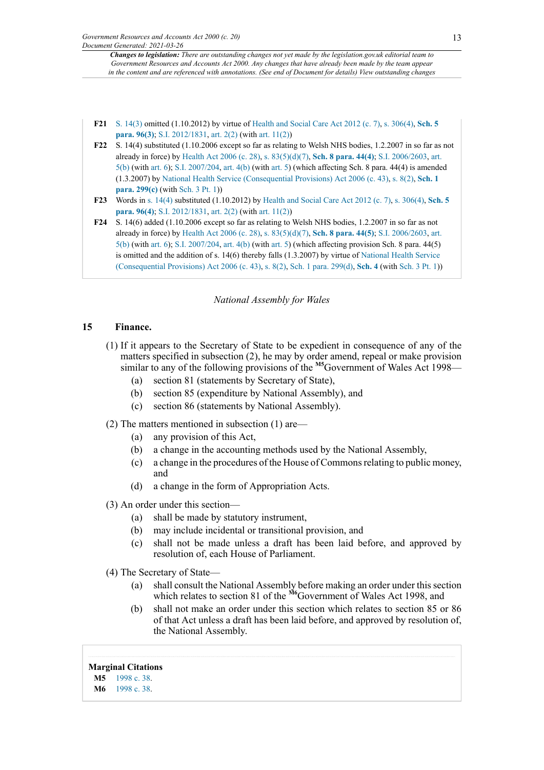**F21** S. 14(3) omitted (1.10.2012) by virtue of Health and Social Care Act 2012 (c. 7), s. 306(4), **Sch. 5 para. 96(3)**; S.I. 2012/1831, art. 2(2) (with art. 11(2))

**F22** S. 14(4) substituted (1.10.2006 except so far as relating to Welsh NHS bodies, 1.2.2007 in so far as not already in force) by Health Act 2006 (c. 28), s. 83(5)(d)(7), **Sch. 8 para. 44(4)**; S.I. 2006/2603, art. 5(b) (with art. 6); S.I. 2007/204, art. 4(b) (with art. 5) (which affecting Sch. 8 para. 44(4) is amended (1.3.2007) by National Health Service (Consequential Provisions) Act 2006 (c. 43), s. 8(2), **Sch. 1 para. 299(c)** (with Sch. 3 Pt. 1))

**F23** Words in s. 14(4) substituted (1.10.2012) by Health and Social Care Act 2012 (c. 7), s. 306(4), **Sch. 5 para. 96(4)**; S.I. 2012/1831, art. 2(2) (with art. 11(2))

**F24** S. 14(6) added (1.10.2006 except so far as relating to Welsh NHS bodies, 1.2.2007 in so far as not already in force) by Health Act 2006 (c. 28), s. 83(5)(d)(7), **Sch. 8 para. 44(5)**; S.I. 2006/2603, art. 5(b) (with art. 6); S.I. 2007/204, art. 4(b) (with art. 5) (which affecting provision Sch. 8 para. 44(5) is omitted and the addition of s. 14(6) thereby falls (1.3.2007) by virtue of National Health Service (Consequential Provisions) Act 2006 (c. 43), s. 8(2), Sch. 1 para. 299(d), **Sch. 4** (with Sch. 3 Pt. 1))

*National Assembly for Wales*

## 15 Finance.

(1) If it appears to the Secretary of State to be expedient in consequence of any of the matters specified in subsection (2), he may by order amend, repeal or make provision similar to any of the following provisions of the [M5]Government of Wales Act 1998—

- (a) section 81 (statements by Secretary of State),
- (b) section 85 (expenditure by National Assembly), and
- (c) section 86 (statements by National Assembly).

(2) The matters mentioned in subsection (1) are—

- (a) any provision of this Act,
- (b) a change in the accounting methods used by the National Assembly,
- (c) a change in the procedures of the House of Commons relating to public money, and
- (d) a change in the form of Appropriation Acts.

(3) An order under this section—

- (a) shall be made by statutory instrument,
- (b) may include incidental or transitional provision, and
- (c) shall not be made unless a draft has been laid before, and approved by resolution of, each House of Parliament.

(4) The Secretary of State—

- (a) shall consult the National Assembly before making an order under this section which relates to section 81 of the [M6]Government of Wales Act 1998, and
- (b) shall not make an order under this section which relates to section 85 or 86 of that Act unless a draft has been laid before, and approved by resolution of, the National Assembly.

**Marginal Citations**

**M5** 1998 c. 38.

**M6** 1998 c. 38.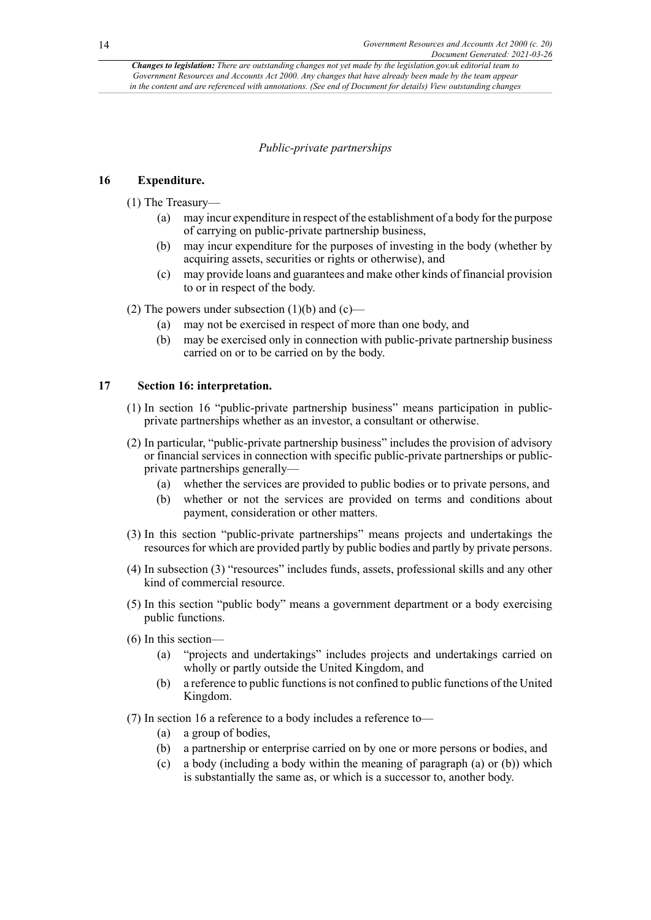*Public-private partnerships*

## 16 Expenditure.

(1) The Treasury—

- (a) may incur expenditure in respect of the establishment of a body for the purpose of carrying on public-private partnership business,
- (b) may incur expenditure for the purposes of investing in the body (whether by acquiring assets, securities or rights or otherwise), and
- (c) may provide loans and guarantees and make other kinds of financial provision to or in respect of the body.

(2) The powers under subsection (1)(b) and (c)—

- (a) may not be exercised in respect of more than one body, and
- (b) may be exercised only in connection with public-private partnership business carried on or to be carried on by the body.

## 17 Section 16: interpretation.

(1) In section 16 "public-private partnership business" means participation in public-private partnerships whether as an investor, a consultant or otherwise.

(2) In particular, "public-private partnership business" includes the provision of advisory or financial services in connection with specific public-private partnerships or public-private partnerships generally—

- (a) whether the services are provided to public bodies or to private persons, and
- (b) whether or not the services are provided on terms and conditions about payment, consideration or other matters.

(3) In this section "public-private partnerships" means projects and undertakings the resources for which are provided partly by public bodies and partly by private persons.

(4) In subsection (3) "resources" includes funds, assets, professional skills and any other kind of commercial resource.

(5) In this section "public body" means a government department or a body exercising public functions.

(6) In this section—

- (a) "projects and undertakings" includes projects and undertakings carried on wholly or partly outside the United Kingdom, and
- (b) a reference to public functions is not confined to public functions of the United Kingdom.

(7) In section 16 a reference to a body includes a reference to—

- (a) a group of bodies,
- (b) a partnership or enterprise carried on by one or more persons or bodies, and
- (c) a body (including a body within the meaning of paragraph (a) or (b)) which is substantially the same as, or which is a successor to, another body.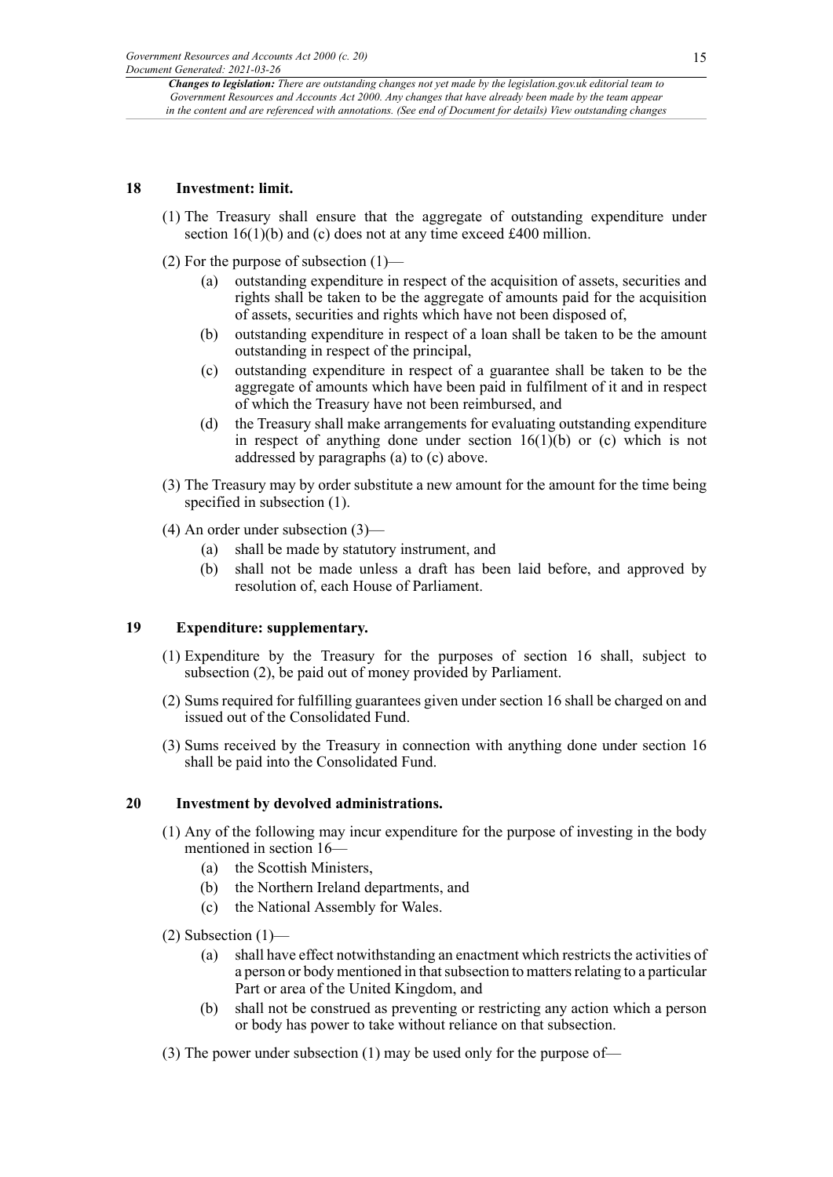## 18 Investment: limit.

(1) The Treasury shall ensure that the aggregate of outstanding expenditure under section 16(1)(b) and (c) does not at any time exceed £400 million.

(2) For the purpose of subsection (1)—

- (a) outstanding expenditure in respect of the acquisition of assets, securities and rights shall be taken to be the aggregate of amounts paid for the acquisition of assets, securities and rights which have not been disposed of,
- (b) outstanding expenditure in respect of a loan shall be taken to be the amount outstanding in respect of the principal,
- (c) outstanding expenditure in respect of a guarantee shall be taken to be the aggregate of amounts which have been paid in fulfilment of it and in respect of which the Treasury have not been reimbursed, and
- (d) the Treasury shall make arrangements for evaluating outstanding expenditure in respect of anything done under section 16(1)(b) or (c) which is not addressed by paragraphs (a) to (c) above.

(3) The Treasury may by order substitute a new amount for the amount for the time being specified in subsection (1).

(4) An order under subsection (3)—

- (a) shall be made by statutory instrument, and
- (b) shall not be made unless a draft has been laid before, and approved by resolution of, each House of Parliament.

## 19 Expenditure: supplementary.

(1) Expenditure by the Treasury for the purposes of section 16 shall, subject to subsection (2), be paid out of money provided by Parliament.

(2) Sums required for fulfilling guarantees given under section 16 shall be charged on and issued out of the Consolidated Fund.

(3) Sums received by the Treasury in connection with anything done under section 16 shall be paid into the Consolidated Fund.

## 20 Investment by devolved administrations.

(1) Any of the following may incur expenditure for the purpose of investing in the body mentioned in section 16—

- (a) the Scottish Ministers,
- (b) the Northern Ireland departments, and
- (c) the National Assembly for Wales.

(2) Subsection (1)—

- (a) shall have effect notwithstanding an enactment which restricts the activities of a person or body mentioned in that subsection to matters relating to a particular Part or area of the United Kingdom, and
- (b) shall not be construed as preventing or restricting any action which a person or body has power to take without reliance on that subsection.

(3) The power under subsection (1) may be used only for the purpose of—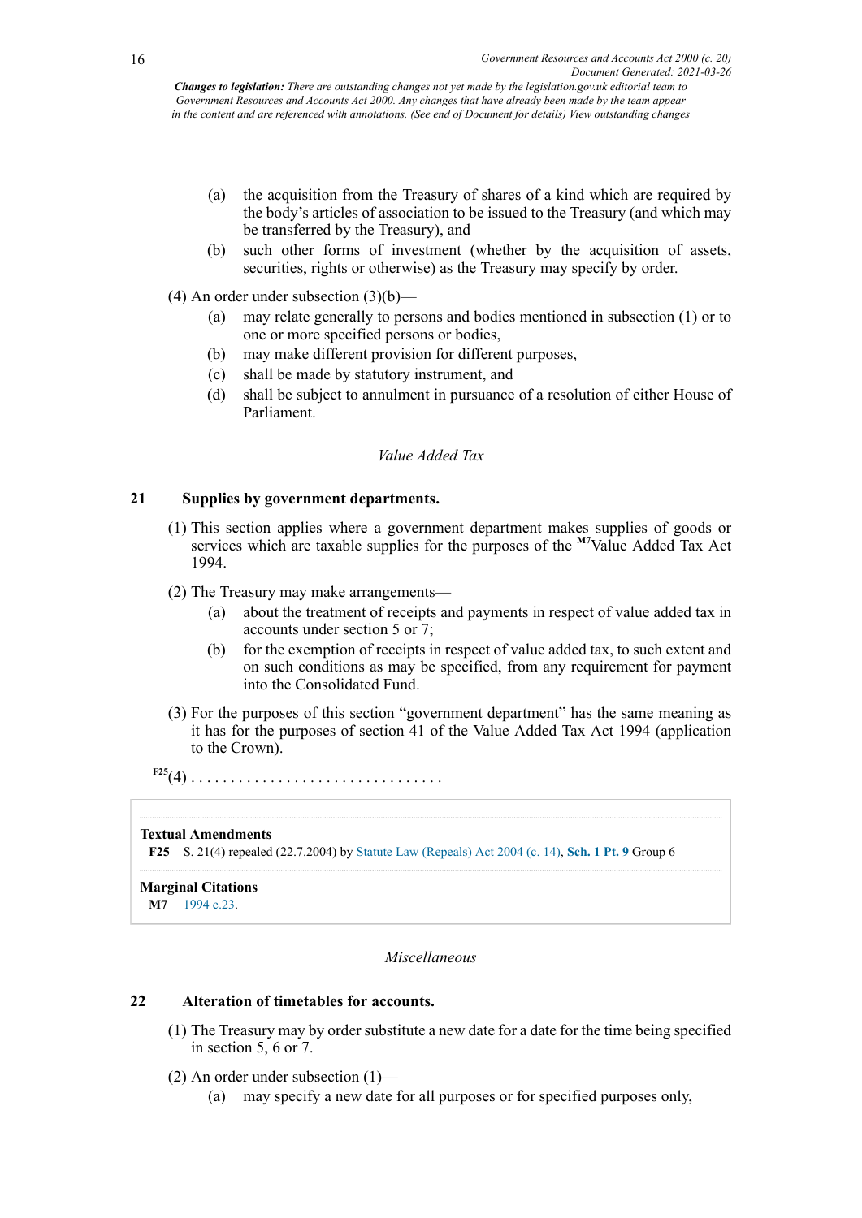*Changes to legislation: There are outstanding changes not yet made by the legislation.gov.uk editorial team to Government Resources and Accounts Act 2000. Any changes that have already been made by the team appear in the content and are referenced with annotations. (See end of Document for details) View outstanding changes*

(a) the acquisition from the Treasury of shares of a kind which are required by the body's articles of association to be issued to the Treasury (and which may be transferred by the Treasury), and

(b) such other forms of investment (whether by the acquisition of assets, securities, rights or otherwise) as the Treasury may specify by order.

(4) An order under subsection (3)(b)—

(a) may relate generally to persons and bodies mentioned in subsection (1) or to one or more specified persons or bodies,

(b) may make different provision for different purposes,

(c) shall be made by statutory instrument, and

(d) shall be subject to annulment in pursuance of a resolution of either House of Parliament.

*Value Added Tax*

## 21 Supplies by government departments.

(1) This section applies where a government department makes supplies of goods or services which are taxable supplies for the purposes of the [M7]Value Added Tax Act 1994.

(2) The Treasury may make arrangements—

(a) about the treatment of receipts and payments in respect of value added tax in accounts under section 5 or 7;

(b) for the exemption of receipts in respect of value added tax, to such extent and on such conditions as may be specified, from any requirement for payment into the Consolidated Fund.

(3) For the purposes of this section "government department" has the same meaning as it has for the purposes of section 41 of the Value Added Tax Act 1994 (application to the Crown).

[F25](4) . . . . . . . . . . . . . . . . . . . . . . . . . . . . . . . .

**Textual Amendments**

**F25** S. 21(4) repealed (22.7.2004) by Statute Law (Repeals) Act 2004 (c. 14), **Sch. 1 Pt. 9** Group 6

**Marginal Citations**

**M7** 1994 c.23.

*Miscellaneous*

## 22 Alteration of timetables for accounts.

(1) The Treasury may by order substitute a new date for a date for the time being specified in section 5, 6 or 7.

(2) An order under subsection (1)—

(a) may specify a new date for all purposes or for specified purposes only,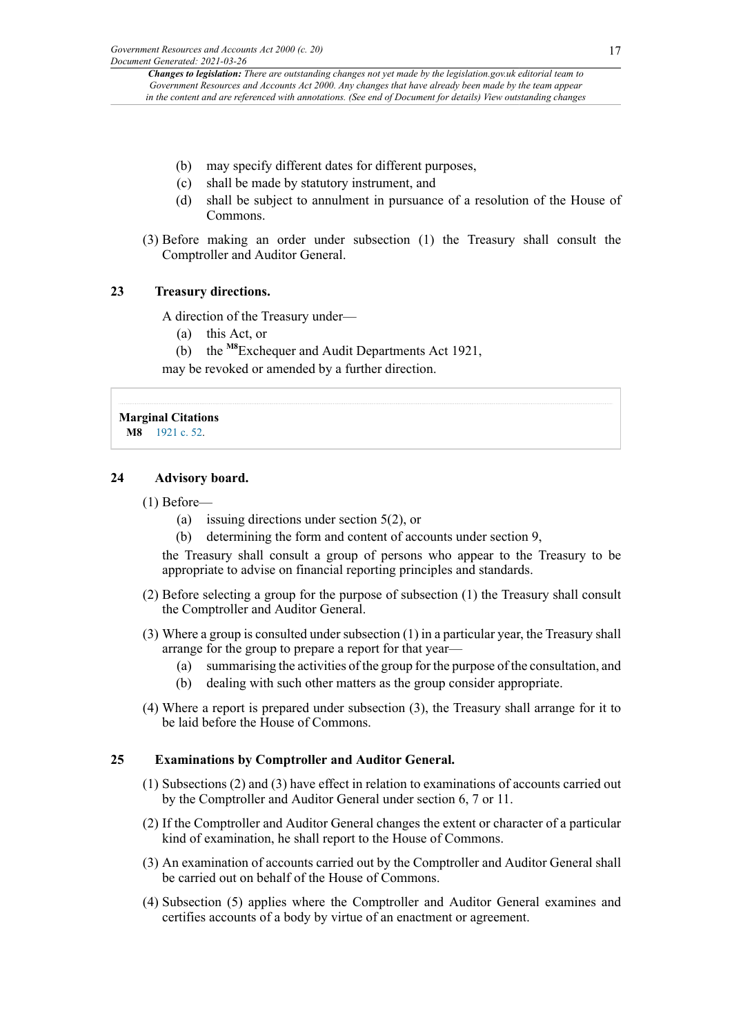(b) may specify different dates for different purposes,

(c) shall be made by statutory instrument, and

(d) shall be subject to annulment in pursuance of a resolution of the House of Commons.

(3) Before making an order under subsection (1) the Treasury shall consult the Comptroller and Auditor General.

## 23 Treasury directions.

A direction of the Treasury under—

(a) this Act, or

(b) the [M8]Exchequer and Audit Departments Act 1921,

may be revoked or amended by a further direction.

**Marginal Citations**

**M8** 1921 c. 52.

## 24 Advisory board.

(1) Before—

(a) issuing directions under section 5(2), or

(b) determining the form and content of accounts under section 9,

the Treasury shall consult a group of persons who appear to the Treasury to be appropriate to advise on financial reporting principles and standards.

(2) Before selecting a group for the purpose of subsection (1) the Treasury shall consult the Comptroller and Auditor General.

(3) Where a group is consulted under subsection (1) in a particular year, the Treasury shall arrange for the group to prepare a report for that year—

(a) summarising the activities of the group for the purpose of the consultation, and

(b) dealing with such other matters as the group consider appropriate.

(4) Where a report is prepared under subsection (3), the Treasury shall arrange for it to be laid before the House of Commons.

## 25 Examinations by Comptroller and Auditor General.

(1) Subsections (2) and (3) have effect in relation to examinations of accounts carried out by the Comptroller and Auditor General under section 6, 7 or 11.

(2) If the Comptroller and Auditor General changes the extent or character of a particular kind of examination, he shall report to the House of Commons.

(3) An examination of accounts carried out by the Comptroller and Auditor General shall be carried out on behalf of the House of Commons.

(4) Subsection (5) applies where the Comptroller and Auditor General examines and certifies accounts of a body by virtue of an enactment or agreement.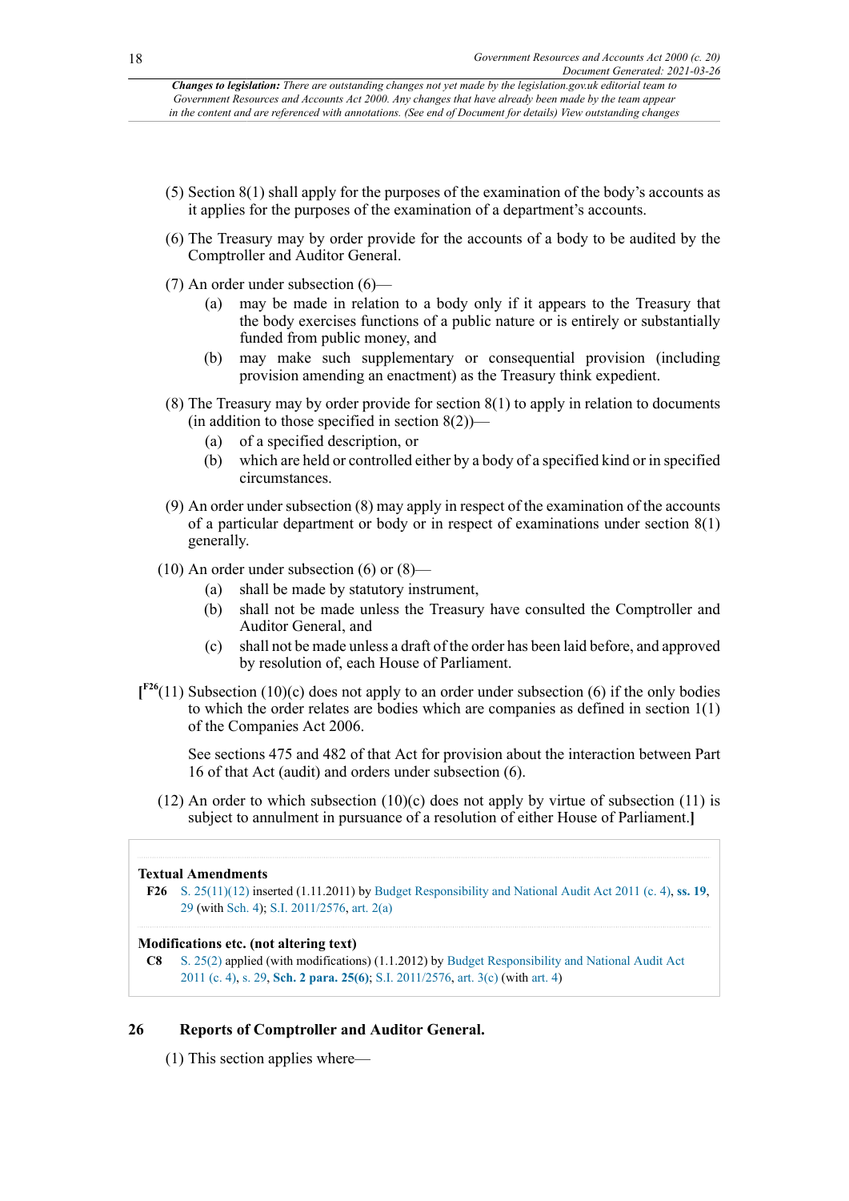*Changes to legislation: There are outstanding changes not yet made by the legislation.gov.uk editorial team to Government Resources and Accounts Act 2000. Any changes that have already been made by the team appear in the content and are referenced with annotations. (See end of Document for details) View outstanding changes*

(5) Section 8(1) shall apply for the purposes of the examination of the body's accounts as it applies for the purposes of the examination of a department's accounts.

(6) The Treasury may by order provide for the accounts of a body to be audited by the Comptroller and Auditor General.

(7) An order under subsection (6)—

- (a) may be made in relation to a body only if it appears to the Treasury that the body exercises functions of a public nature or is entirely or substantially funded from public money, and
- (b) may make such supplementary or consequential provision (including provision amending an enactment) as the Treasury think expedient.

(8) The Treasury may by order provide for section 8(1) to apply in relation to documents (in addition to those specified in section 8(2))—

- (a) of a specified description, or
- (b) which are held or controlled either by a body of a specified kind or in specified circumstances.

(9) An order under subsection (8) may apply in respect of the examination of the accounts of a particular department or body or in respect of examinations under section 8(1) generally.

(10) An order under subsection (6) or (8)—

- (a) shall be made by statutory instrument,
- (b) shall not be made unless the Treasury have consulted the Comptroller and Auditor General, and
- (c) shall not be made unless a draft of the order has been laid before, and approved by resolution of, each House of Parliament.

[F26(11) Subsection (10)(c) does not apply to an order under subsection (6) if the only bodies to which the order relates are bodies which are companies as defined in section 1(1) of the Companies Act 2006.

See sections 475 and 482 of that Act for provision about the interaction between Part 16 of that Act (audit) and orders under subsection (6).

(12) An order to which subsection (10)(c) does not apply by virtue of subsection (11) is subject to annulment in pursuance of a resolution of either House of Parliament.]

**Textual Amendments**

**F26** S. 25(11)(12) inserted (1.11.2011) by Budget Responsibility and National Audit Act 2011 (c. 4), **ss. 19**, 29 (with Sch. 4); S.I. 2011/2576, art. 2(a)

**Modifications etc. (not altering text)**

**C8** S. 25(2) applied (with modifications) (1.1.2012) by Budget Responsibility and National Audit Act 2011 (c. 4), s. 29, **Sch. 2 para. 25(6)**; S.I. 2011/2576, art. 3(c) (with art. 4)

## 26 Reports of Comptroller and Auditor General.

(1) This section applies where—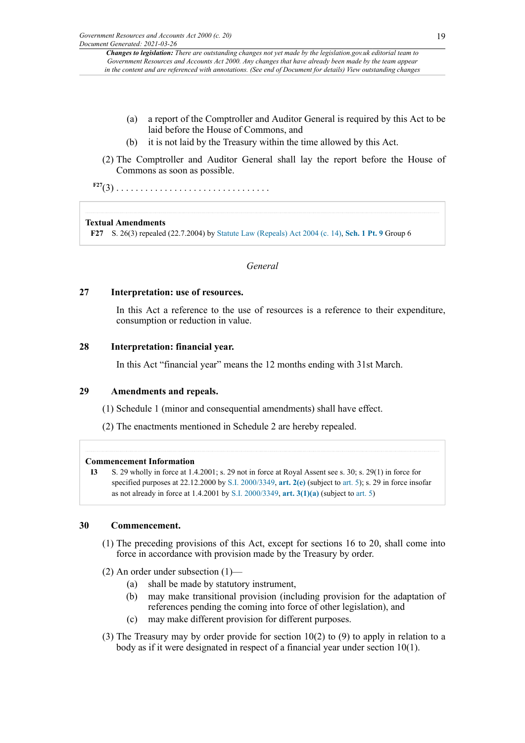(a) a report of the Comptroller and Auditor General is required by this Act to be laid before the House of Commons, and

(b) it is not laid by the Treasury within the time allowed by this Act.

(2) The Comptroller and Auditor General shall lay the report before the House of Commons as soon as possible.

F27(3) . . . . . . . . . . . . . . . . . . . . . . . . . . . . . . .

**Textual Amendments**

**F27** S. 26(3) repealed (22.7.2004) by Statute Law (Repeals) Act 2004 (c. 14), **Sch. 1 Pt. 9** Group 6

*General*

### 27 Interpretation: use of resources.

In this Act a reference to the use of resources is a reference to their expenditure, consumption or reduction in value.

### 28 Interpretation: financial year.

In this Act "financial year" means the 12 months ending with 31st March.

### 29 Amendments and repeals.

(1) Schedule 1 (minor and consequential amendments) shall have effect.

(2) The enactments mentioned in Schedule 2 are hereby repealed.

**Commencement Information**

**I3** S. 29 wholly in force at 1.4.2001; s. 29 not in force at Royal Assent see s. 30; s. 29(1) in force for specified purposes at 22.12.2000 by S.I. 2000/3349, **art. 2(e)** (subject to art. 5); s. 29 in force insofar as not already in force at 1.4.2001 by S.I. 2000/3349, **art. 3(1)(a)** (subject to art. 5)

### 30 Commencement.

(1) The preceding provisions of this Act, except for sections 16 to 20, shall come into force in accordance with provision made by the Treasury by order.

(2) An order under subsection (1)—

(a) shall be made by statutory instrument,

(b) may make transitional provision (including provision for the adaptation of references pending the coming into force of other legislation), and

(c) may make different provision for different purposes.

(3) The Treasury may by order provide for section 10(2) to (9) to apply in relation to a body as if it were designated in respect of a financial year under section 10(1).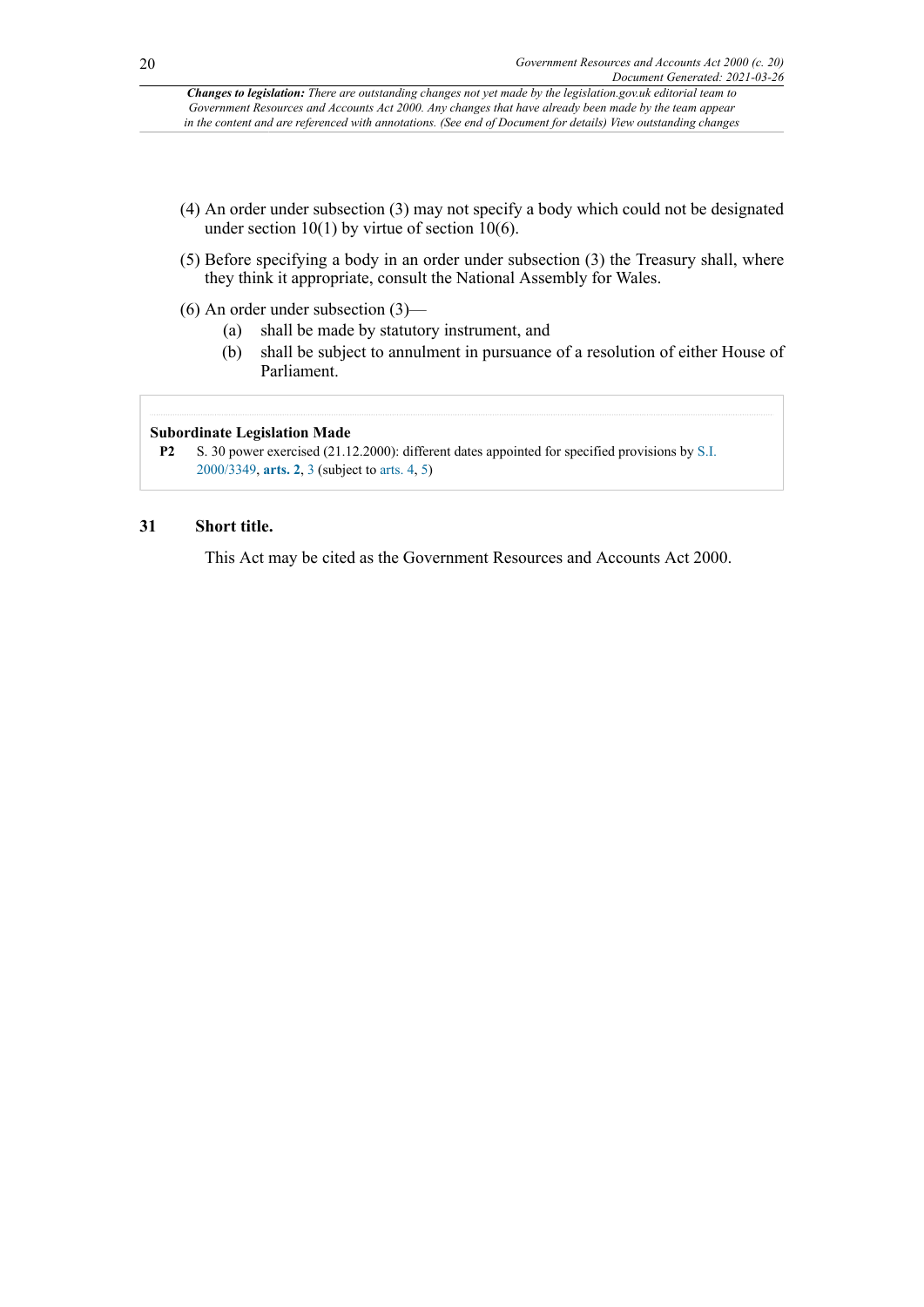*Changes to legislation: There are outstanding changes not yet made by the legislation.gov.uk editorial team to Government Resources and Accounts Act 2000. Any changes that have already been made by the team appear in the content and are referenced with annotations. (See end of Document for details) View outstanding changes*

(4) An order under subsection (3) may not specify a body which could not be designated under section 10(1) by virtue of section 10(6).

(5) Before specifying a body in an order under subsection (3) the Treasury shall, where they think it appropriate, consult the National Assembly for Wales.

(6) An order under subsection (3)—

(a) shall be made by statutory instrument, and

(b) shall be subject to annulment in pursuance of a resolution of either House of Parliament.

**Subordinate Legislation Made**

**P2** S. 30 power exercised (21.12.2000): different dates appointed for specified provisions by S.I. 2000/3349, **arts. 2**, 3 (subject to arts. 4, 5)

## 31 Short title.

This Act may be cited as the Government Resources and Accounts Act 2000.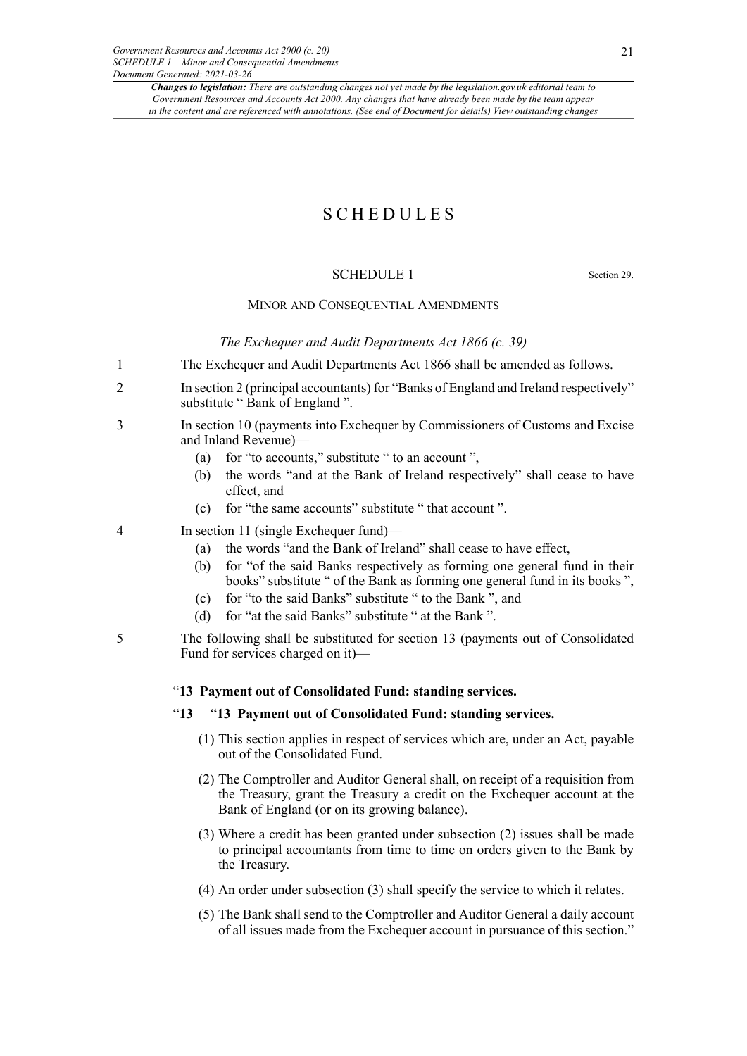# SCHEDULES

## SCHEDULE 1

Section 29.

### Minor and Consequential Amendments

*The Exchequer and Audit Departments Act 1866 (c. 39)*

1 The Exchequer and Audit Departments Act 1866 shall be amended as follows.

2 In section 2 (principal accountants) for "Banks of England and Ireland respectively" substitute " Bank of England ".

3 In section 10 (payments into Exchequer by Commissioners of Customs and Excise and Inland Revenue)—

- (a) for "to accounts," substitute " to an account ",
- (b) the words "and at the Bank of Ireland respectively" shall cease to have effect, and
- (c) for "the same accounts" substitute " that account ".

4 In section 11 (single Exchequer fund)—

- (a) the words "and the Bank of Ireland" shall cease to have effect,
- (b) for "of the said Banks respectively as forming one general fund in their books" substitute " of the Bank as forming one general fund in its books ",
- (c) for "to the said Banks" substitute " to the Bank ", and
- (d) for "at the said Banks" substitute " at the Bank ".

5 The following shall be substituted for section 13 (payments out of Consolidated Fund for services charged on it)—

"**13 Payment out of Consolidated Fund: standing services.**

"**13** "**13 Payment out of Consolidated Fund: standing services.**

(1) This section applies in respect of services which are, under an Act, payable out of the Consolidated Fund.

(2) The Comptroller and Auditor General shall, on receipt of a requisition from the Treasury, grant the Treasury a credit on the Exchequer account at the Bank of England (or on its growing balance).

(3) Where a credit has been granted under subsection (2) issues shall be made to principal accountants from time to time on orders given to the Bank by the Treasury.

(4) An order under subsection (3) shall specify the service to which it relates.

(5) The Bank shall send to the Comptroller and Auditor General a daily account of all issues made from the Exchequer account in pursuance of this section."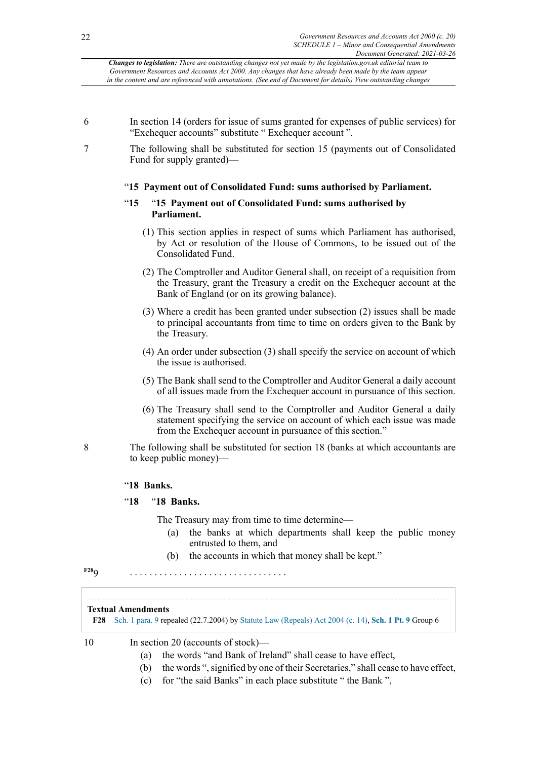*Changes to legislation: There are outstanding changes not yet made by the legislation.gov.uk editorial team to Government Resources and Accounts Act 2000. Any changes that have already been made by the team appear in the content and are referenced with annotations. (See end of Document for details) View outstanding changes*

6 In section 14 (orders for issue of sums granted for expenses of public services) for "Exchequer accounts" substitute " Exchequer account ".

7 The following shall be substituted for section 15 (payments out of Consolidated Fund for supply granted)—

"**15 Payment out of Consolidated Fund: sums authorised by Parliament.**

"**15** "**15 Payment out of Consolidated Fund: sums authorised by Parliament.**

(1) This section applies in respect of sums which Parliament has authorised, by Act or resolution of the House of Commons, to be issued out of the Consolidated Fund.

(2) The Comptroller and Auditor General shall, on receipt of a requisition from the Treasury, grant the Treasury a credit on the Exchequer account at the Bank of England (or on its growing balance).

(3) Where a credit has been granted under subsection (2) issues shall be made to principal accountants from time to time on orders given to the Bank by the Treasury.

(4) An order under subsection (3) shall specify the service on account of which the issue is authorised.

(5) The Bank shall send to the Comptroller and Auditor General a daily account of all issues made from the Exchequer account in pursuance of this section.

(6) The Treasury shall send to the Comptroller and Auditor General a daily statement specifying the service on account of which each issue was made from the Exchequer account in pursuance of this section."

8 The following shall be substituted for section 18 (banks at which accountants are to keep public money)—

"**18 Banks.**

"**18** "**18 Banks.**

The Treasury may from time to time determine—

(a) the banks at which departments shall keep the public money entrusted to them, and

(b) the accounts in which that money shall be kept."

F28 9 . . . . . . . . . . . . . . . . . . . . . . . . . . . . . . .

**Textual Amendments**

**F28** Sch. 1 para. 9 repealed (22.7.2004) by Statute Law (Repeals) Act 2004 (c. 14), **Sch. 1 Pt. 9** Group 6

10 In section 20 (accounts of stock)—

(a) the words "and Bank of Ireland" shall cease to have effect,

(b) the words ", signified by one of their Secretaries," shall cease to have effect,

(c) for "the said Banks" in each place substitute " the Bank ",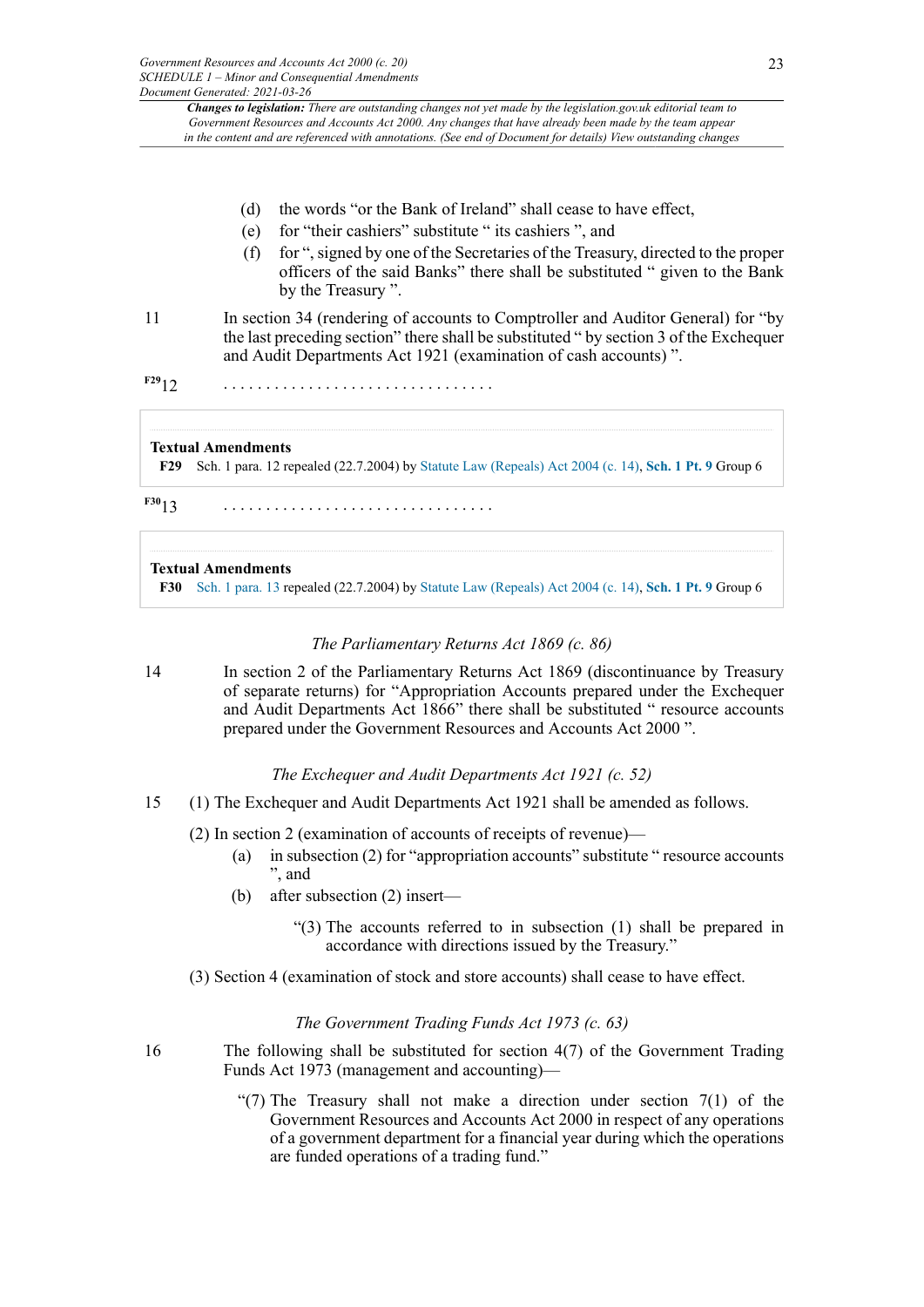(d) the words "or the Bank of Ireland" shall cease to have effect,

(e) for "their cashiers" substitute " its cashiers ", and

(f) for ", signed by one of the Secretaries of the Treasury, directed to the proper officers of the said Banks" there shall be substituted " given to the Bank by the Treasury ".

11 In section 34 (rendering of accounts to Comptroller and Auditor General) for "by the last preceding section" there shall be substituted " by section 3 of the Exchequer and Audit Departments Act 1921 (examination of cash accounts) ".

F29 12 . . . . . . . . . . . . . . . . . . . . . . . . . . . . . . .

**Textual Amendments**

**F29** Sch. 1 para. 12 repealed (22.7.2004) by Statute Law (Repeals) Act 2004 (c. 14), **Sch. 1 Pt. 9** Group 6

F30 13 . . . . . . . . . . . . . . . . . . . . . . . . . . . . . . .

**Textual Amendments**

**F30** Sch. 1 para. 13 repealed (22.7.2004) by Statute Law (Repeals) Act 2004 (c. 14), **Sch. 1 Pt. 9** Group 6

*The Parliamentary Returns Act 1869 (c. 86)*

14 In section 2 of the Parliamentary Returns Act 1869 (discontinuance by Treasury of separate returns) for "Appropriation Accounts prepared under the Exchequer and Audit Departments Act 1866" there shall be substituted " resource accounts prepared under the Government Resources and Accounts Act 2000 ".

*The Exchequer and Audit Departments Act 1921 (c. 52)*

15 (1) The Exchequer and Audit Departments Act 1921 shall be amended as follows.

(2) In section 2 (examination of accounts of receipts of revenue)—

(a) in subsection (2) for "appropriation accounts" substitute " resource accounts ", and

(b) after subsection (2) insert—

"(3) The accounts referred to in subsection (1) shall be prepared in accordance with directions issued by the Treasury."

(3) Section 4 (examination of stock and store accounts) shall cease to have effect.

*The Government Trading Funds Act 1973 (c. 63)*

16 The following shall be substituted for section 4(7) of the Government Trading Funds Act 1973 (management and accounting)—

"(7) The Treasury shall not make a direction under section 7(1) of the Government Resources and Accounts Act 2000 in respect of any operations of a government department for a financial year during which the operations are funded operations of a trading fund."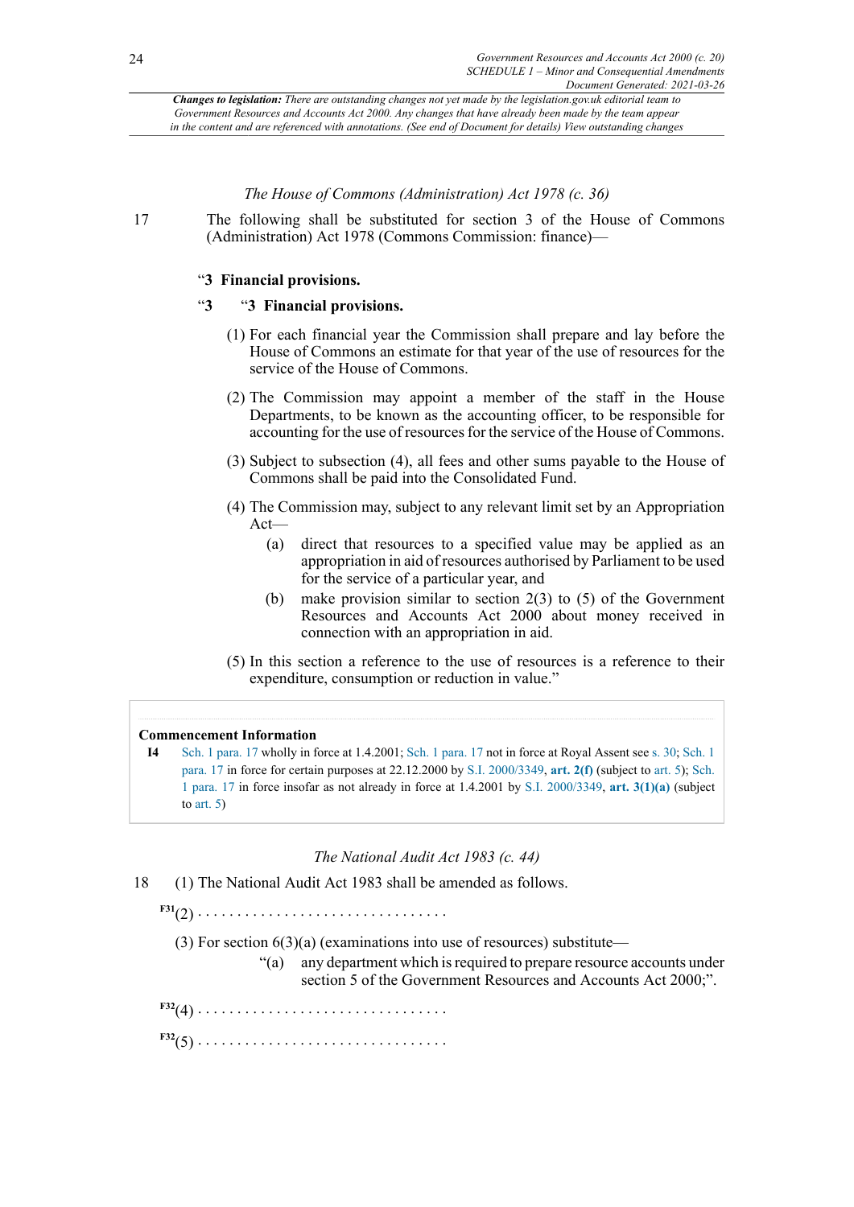*Changes to legislation: There are outstanding changes not yet made by the legislation.gov.uk editorial team to Government Resources and Accounts Act 2000. Any changes that have already been made by the team appear in the content and are referenced with annotations. (See end of Document for details) View outstanding changes*

*The House of Commons (Administration) Act 1978 (c. 36)*

17 The following shall be substituted for section 3 of the House of Commons (Administration) Act 1978 (Commons Commission: finance)—

"**3 Financial provisions.**

"3 "**3 Financial provisions.**

(1) For each financial year the Commission shall prepare and lay before the House of Commons an estimate for that year of the use of resources for the service of the House of Commons.

(2) The Commission may appoint a member of the staff in the House Departments, to be known as the accounting officer, to be responsible for accounting for the use of resources for the service of the House of Commons.

(3) Subject to subsection (4), all fees and other sums payable to the House of Commons shall be paid into the Consolidated Fund.

(4) The Commission may, subject to any relevant limit set by an Appropriation Act—

(a) direct that resources to a specified value may be applied as an appropriation in aid of resources authorised by Parliament to be used for the service of a particular year, and

(b) make provision similar to section 2(3) to (5) of the Government Resources and Accounts Act 2000 about money received in connection with an appropriation in aid.

(5) In this section a reference to the use of resources is a reference to their expenditure, consumption or reduction in value."

**Commencement Information**

**I4** Sch. 1 para. 17 wholly in force at 1.4.2001; Sch. 1 para. 17 not in force at Royal Assent see s. 30; Sch. 1 para. 17 in force for certain purposes at 22.12.2000 by S.I. 2000/3349, **art. 2(f)** (subject to art. 5); Sch. 1 para. 17 in force insofar as not already in force at 1.4.2001 by S.I. 2000/3349, **art. 3(1)(a)** (subject to art. 5)

*The National Audit Act 1983 (c. 44)*

18 (1) The National Audit Act 1983 shall be amended as follows.

F31(2) . . . . . . . . . . . . . . . . . . . . . . . . . . . . . . .

(3) For section 6(3)(a) (examinations into use of resources) substitute—

"(a) any department which is required to prepare resource accounts under section 5 of the Government Resources and Accounts Act 2000;".

F32(4) . . . . . . . . . . . . . . . . . . . . . . . . . . . . . . .

F32(5) . . . . . . . . . . . . . . . . . . . . . . . . . . . . . . .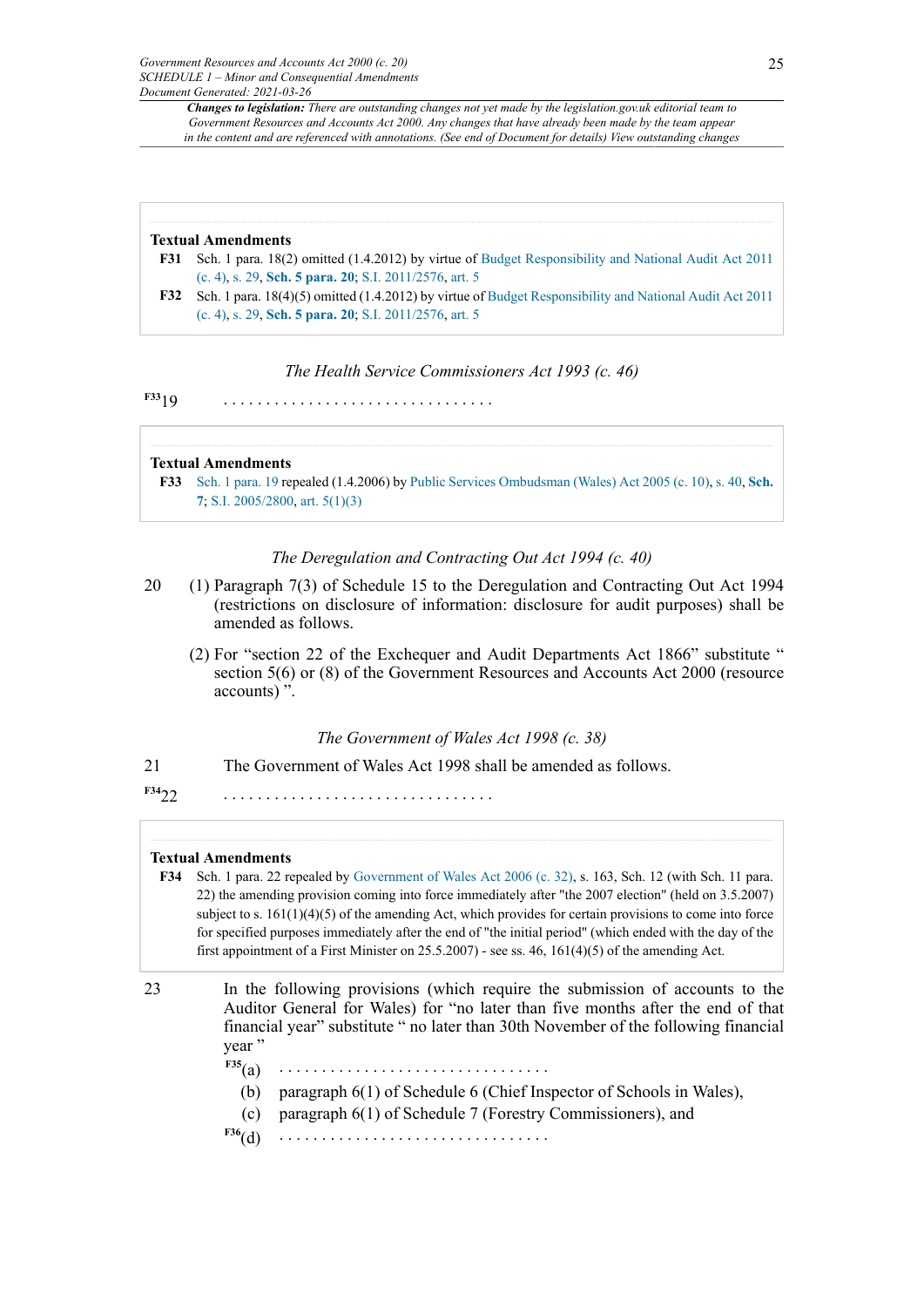**Textual Amendments**

**F31** Sch. 1 para. 18(2) omitted (1.4.2012) by virtue of Budget Responsibility and National Audit Act 2011 (c. 4), s. 29, **Sch. 5 para. 20**; S.I. 2011/2576, art. 5

**F32** Sch. 1 para. 18(4)(5) omitted (1.4.2012) by virtue of Budget Responsibility and National Audit Act 2011 (c. 4), s. 29, **Sch. 5 para. 20**; S.I. 2011/2576, art. 5

*The Health Service Commissioners Act 1993 (c. 46)*

F33 19 . . . . . . . . . . . . . . . . . . . . . . . . . . . . . . .

**Textual Amendments**

**F33** Sch. 1 para. 19 repealed (1.4.2006) by Public Services Ombudsman (Wales) Act 2005 (c. 10), s. 40, **Sch. 7**; S.I. 2005/2800, art. 5(1)(3)

*The Deregulation and Contracting Out Act 1994 (c. 40)*

20 (1) Paragraph 7(3) of Schedule 15 to the Deregulation and Contracting Out Act 1994 (restrictions on disclosure of information: disclosure for audit purposes) shall be amended as follows.

(2) For "section 22 of the Exchequer and Audit Departments Act 1866" substitute " section 5(6) or (8) of the Government Resources and Accounts Act 2000 (resource accounts) ".

*The Government of Wales Act 1998 (c. 38)*

21 The Government of Wales Act 1998 shall be amended as follows.

F34 22 . . . . . . . . . . . . . . . . . . . . . . . . . . . . . . .

**Textual Amendments**

**F34** Sch. 1 para. 22 repealed by Government of Wales Act 2006 (c. 32), s. 163, Sch. 12 (with Sch. 11 para. 22) the amending provision coming into force immediately after "the 2007 election" (held on 3.5.2007) subject to s. 161(1)(4)(5) of the amending Act, which provides for certain provisions to come into force for specified purposes immediately after the end of "the initial period" (which ended with the day of the first appointment of a First Minister on 25.5.2007) - see ss. 46, 161(4)(5) of the amending Act.

23 In the following provisions (which require the submission of accounts to the Auditor General for Wales) for "no later than five months after the end of that financial year" substitute " no later than 30th November of the following financial year "

F35 (a) . . . . . . . . . . . . . . . . . . . . . . . . . . . . . . .

(b) paragraph 6(1) of Schedule 6 (Chief Inspector of Schools in Wales),

(c) paragraph 6(1) of Schedule 7 (Forestry Commissioners), and

F36 (d) . . . . . . . . . . . . . . . . . . . . . . . . . . . . . . .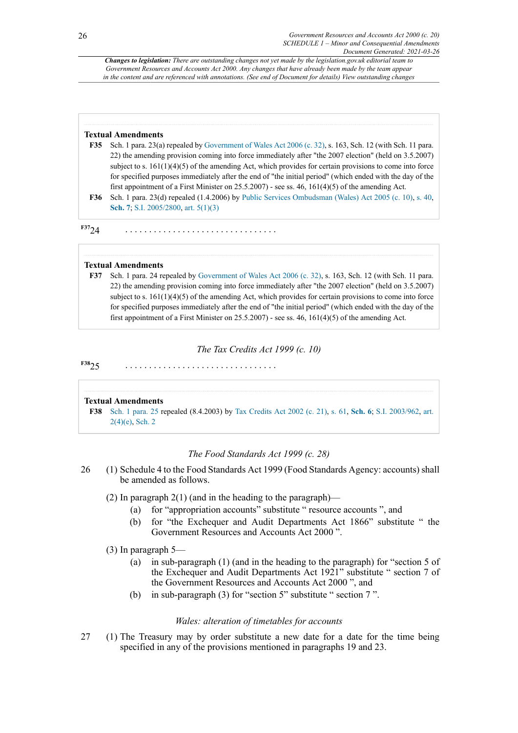**Changes to legislation:** *There are outstanding changes not yet made by the legislation.gov.uk editorial team to Government Resources and Accounts Act 2000. Any changes that have already been made by the team appear in the content and are referenced with annotations. (See end of Document for details) View outstanding changes*

**Textual Amendments**

**F35** Sch. 1 para. 23(a) repealed by Government of Wales Act 2006 (c. 32), s. 163, Sch. 12 (with Sch. 11 para. 22) the amending provision coming into force immediately after "the 2007 election" (held on 3.5.2007) subject to s. 161(1)(4)(5) of the amending Act, which provides for certain provisions to come into force for specified purposes immediately after the end of "the initial period" (which ended with the day of the first appointment of a First Minister on 25.5.2007) - see ss. 46, 161(4)(5) of the amending Act.

**F36** Sch. 1 para. 23(d) repealed (1.4.2006) by Public Services Ombudsman (Wales) Act 2005 (c. 10), s. 40, **Sch. 7**; S.I. 2005/2800, art. 5(1)(3)

F37 24 . . . . . . . . . . . . . . . . . . . . . . . . . . . . . . .

**Textual Amendments**

**F37** Sch. 1 para. 24 repealed by Government of Wales Act 2006 (c. 32), s. 163, Sch. 12 (with Sch. 11 para. 22) the amending provision coming into force immediately after "the 2007 election" (held on 3.5.2007) subject to s. 161(1)(4)(5) of the amending Act, which provides for certain provisions to come into force for specified purposes immediately after the end of "the initial period" (which ended with the day of the first appointment of a First Minister on 25.5.2007) - see ss. 46, 161(4)(5) of the amending Act.

*The Tax Credits Act 1999 (c. 10)*

F38 25 . . . . . . . . . . . . . . . . . . . . . . . . . . . . . . .

**Textual Amendments**

**F38** Sch. 1 para. 25 repealed (8.4.2003) by Tax Credits Act 2002 (c. 21), s. 61, **Sch. 6**; S.I. 2003/962, art. 2(4)(e), Sch. 2

*The Food Standards Act 1999 (c. 28)*

26 (1) Schedule 4 to the Food Standards Act 1999 (Food Standards Agency: accounts) shall be amended as follows.

(2) In paragraph 2(1) (and in the heading to the paragraph)—

- (a) for "appropriation accounts" substitute " resource accounts ", and
- (b) for "the Exchequer and Audit Departments Act 1866" substitute " the Government Resources and Accounts Act 2000 ".

(3) In paragraph 5—

- (a) in sub-paragraph (1) (and in the heading to the paragraph) for "section 5 of the Exchequer and Audit Departments Act 1921" substitute " section 7 of the Government Resources and Accounts Act 2000 ", and
- (b) in sub-paragraph (3) for "section 5" substitute " section 7 ".

*Wales: alteration of timetables for accounts*

27 (1) The Treasury may by order substitute a new date for a date for the time being specified in any of the provisions mentioned in paragraphs 19 and 23.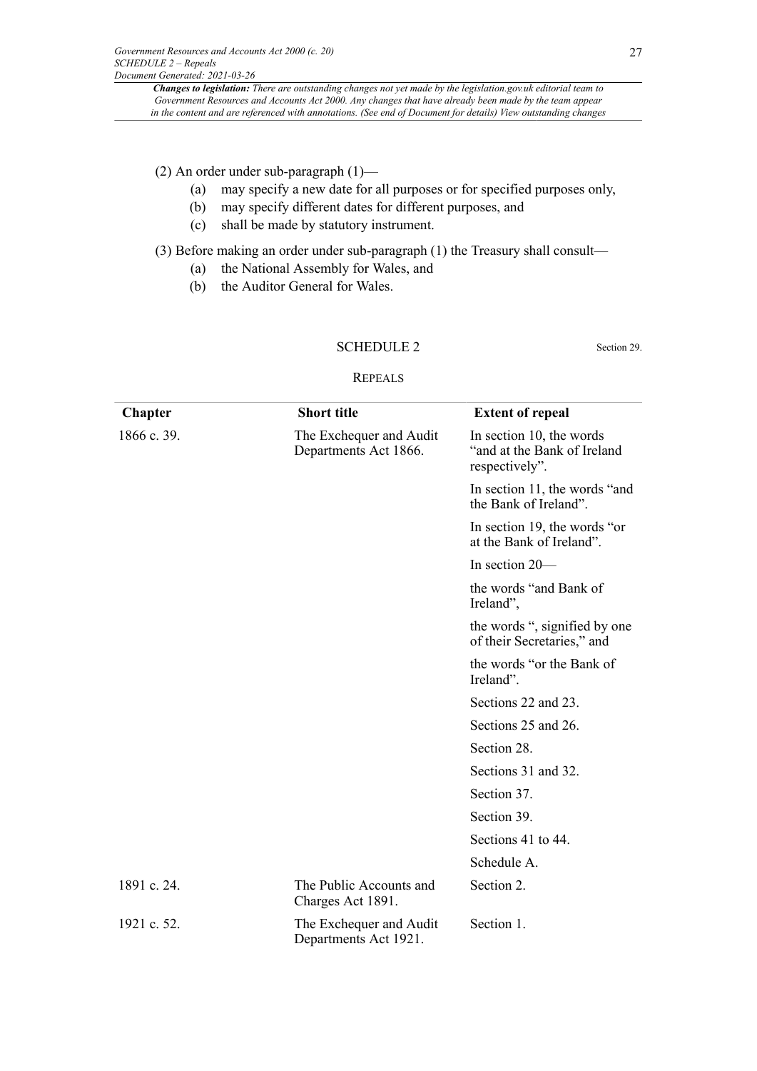(2) An order under sub-paragraph (1)—

- (a) may specify a new date for all purposes or for specified purposes only,
- (b) may specify different dates for different purposes, and
- (c) shall be made by statutory instrument.

(3) Before making an order under sub-paragraph (1) the Treasury shall consult—

- (a) the National Assembly for Wales, and
- (b) the Auditor General for Wales.

## SCHEDULE 2

Section 29.

REPEALS

| Chapter | Short title | Extent of repeal |
|---|---|---|
| 1866 c. 39. | The Exchequer and Audit Departments Act 1866. | In section 10, the words "and at the Bank of Ireland respectively". |
| | | In section 11, the words "and the Bank of Ireland". |
| | | In section 19, the words "or at the Bank of Ireland". |
| | | In section 20— |
| | | the words "and Bank of Ireland", |
| | | the words ", signified by one of their Secretaries," and |
| | | the words "or the Bank of Ireland". |
| | | Sections 22 and 23. |
| | | Sections 25 and 26. |
| | | Section 28. |
| | | Sections 31 and 32. |
| | | Section 37. |
| | | Section 39. |
| | | Sections 41 to 44. |
| | | Schedule A. |
| 1891 c. 24. | The Public Accounts and Charges Act 1891. | Section 2. |
| 1921 c. 52. | The Exchequer and Audit Departments Act 1921. | Section 1. |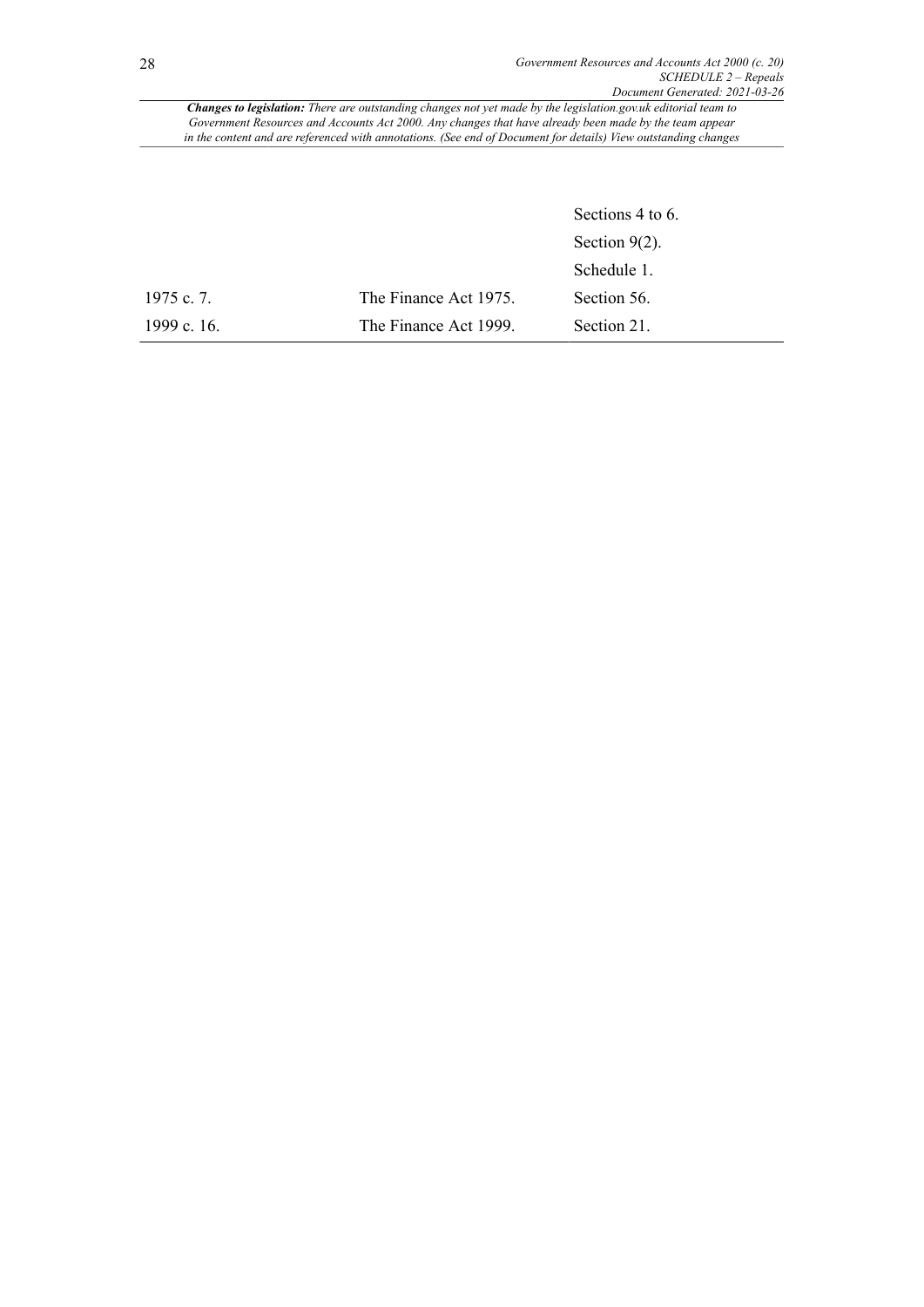*Changes to legislation:* There are outstanding changes not yet made by the legislation.gov.uk editorial team to Government Resources and Accounts Act 2000. Any changes that have already been made by the team appear in the content and are referenced with annotations. (See end of Document for details) View outstanding changes

| | | |
|---|---|---|
| | | Sections 4 to 6. |
| | | Section 9(2). |
| | | Schedule 1. |
| 1975 c. 7. | The Finance Act 1975. | Section 56. |
| 1999 c. 16. | The Finance Act 1999. | Section 21. |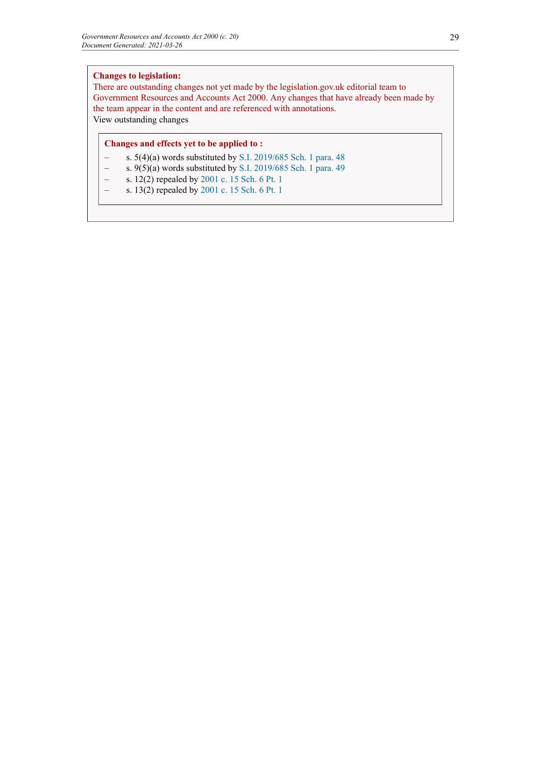**Changes to legislation:**

There are outstanding changes not yet made by the legislation.gov.uk editorial team to Government Resources and Accounts Act 2000. Any changes that have already been made by the team appear in the content and are referenced with annotations.

View outstanding changes

**Changes and effects yet to be applied to :**

- s. 5(4)(a) words substituted by S.I. 2019/685 Sch. 1 para. 48
- s. 9(5)(a) words substituted by S.I. 2019/685 Sch. 1 para. 49
- s. 12(2) repealed by 2001 c. 15 Sch. 6 Pt. 1
- s. 13(2) repealed by 2001 c. 15 Sch. 6 Pt. 1